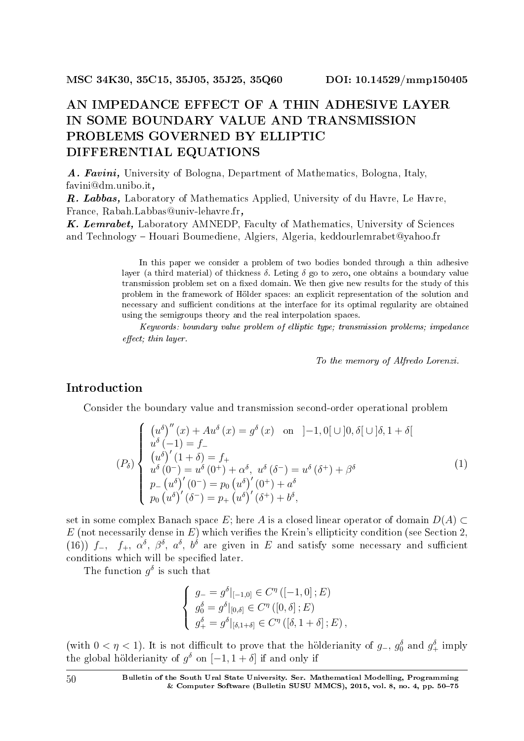MSC 34K30, 35C15, 35J05, 35J25, 35Q60 DOI: 10.14529/mmp150405

# AN IMPEDANCE EFFECT OF A THIN ADHESIVE LAYER IN SOME BOUNDARY VALUE AND TRANSMISSION PROBLEMS GOVERNED BY ELLIPTIC DIFFERENTIAL EQUATIONS

***A. Favini,*** University of Bologna, Department of Mathematics, Bologna, Italy, favini@dm.unibo.it***,***
***R. Labbas,*** Laboratory of Mathematics Applied, University of du Havre, Le Havre, France, Rabah.Labbas@univ-lehavre.fr***,***
***K. Lemrabet,*** Laboratory AMNEDP, Faculty of Mathematics, University of Sciences and Technology – Houari Boumediene, Algiers, Algeria, keddourlemrabet@yahoo.fr

In this paper we consider a problem of two bodies bonded through a thin adhesive layer (a third material) of thickness $\delta$. Leting $\delta$ go to zero, one obtains a boundary value transmission problem set on a fixed domain. We then give new results for the study of this problem in the framework of Hölder spaces: an explicit representation of the solution and necessary and sufficient conditions at the interface for its optimal regularity are obtained using the semigroups theory and the real interpolation spaces.

*Keywords: boundary value problem of elliptic type; transmission problems; impedance effect; thin layer.*

*To the memory of Alfredo Lorenzi.*

## Introduction

Consider the boundary value and transmission second-order operational problem

$$
(P_\delta)\left\{
\begin{array}{l}
\left(u^\delta\right)''(x) + Au^\delta(x) = g^\delta(x) \quad \text{on} \quad ]-1,0[\cup]0,\delta[\cup]\delta,1+\delta[ \\
u^\delta(-1) = f_- \\
\left(u^\delta\right)'(1+\delta) = f_+ \\
u^\delta(0^-) = u^\delta(0^+) + \alpha^\delta, \ u^\delta(\delta^-) = u^\delta(\delta^+) + \beta^\delta \\
p_-\left(u^\delta\right)'(0^-) = p_0\left(u^\delta\right)'(0^+) + a^\delta \\
p_0\left(u^\delta\right)'(\delta^-) = p_+\left(u^\delta\right)'(\delta^+) + b^\delta,
\end{array}
\right. \tag{1}
$$

set in some complex Banach space $E$; here $A$ is a closed linear operator of domain $D(A) \subset E$ (not necessarily dense in $E$) which verifies the Krein's ellipticity condition (see Section 2, (16)) $f_-$, $f_+$, $\alpha^\delta$, $\beta^\delta$, $a^\delta$, $b^\delta$ are given in $E$ and satisfy some necessary and sufficient conditions which will be specified later.

The function $g^\delta$ is such that

$$
\left\{
\begin{array}{l}
g_- = g^\delta|_{[-1,0]} \in C^\eta([-1,0];E) \\
g_0^\delta = g^\delta|_{[0,\delta]} \in C^\eta([0,\delta];E) \\
g_+^\delta = g^\delta|_{[\delta,1+\delta]} \in C^\eta([\delta,1+\delta];E),
\end{array}
\right.
$$

(with $0 < \eta < 1$). It is not difficult to prove that the hölderianity of $g_-$, $g_0^\delta$ and $g_+^\delta$ imply the global hölderianity of $g^\delta$ on $[-1,1+\delta]$ if and only if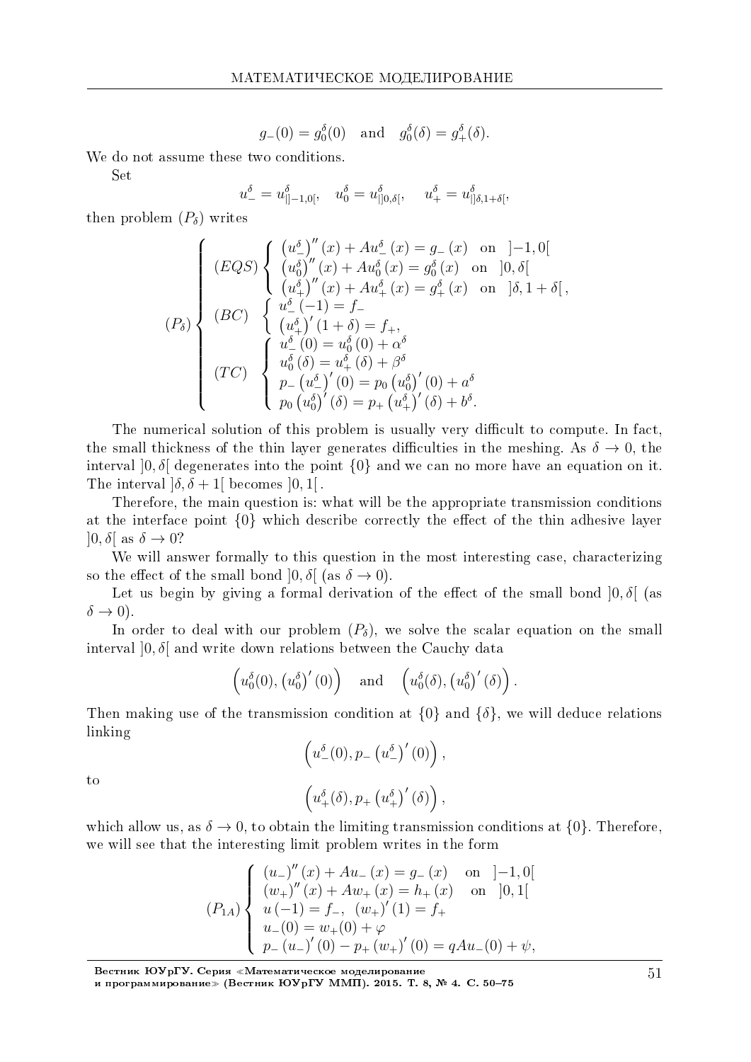$$g_-(0) = g_0^\delta(0) \quad \text{and} \quad g_0^\delta(\delta) = g_+^\delta(\delta).$$

We do not assume these two conditions.

Set

$$u_-^\delta = u^\delta_{|]-1,0[}, \quad u_0^\delta = u^\delta_{|]0,\delta[}, \quad u_+^\delta = u^\delta_{|]\delta,1+\delta[},$$

then problem $(P_\delta)$ writes

$$(P_\delta)\left\{\begin{array}{l}
(EQS)\left\{\begin{array}{l}
\left(u_-^\delta\right)''(x) + Au_-^\delta(x) = g_-(x) \quad \text{on} \quad ]-1,0[ \\
\left(u_0^\delta\right)''(x) + Au_0^\delta(x) = g_0^\delta(x) \quad \text{on} \quad ]0,\delta[ \\
\left(u_+^\delta\right)''(x) + Au_+^\delta(x) = g_+^\delta(x) \quad \text{on} \quad ]\delta,1+\delta[\,,
\end{array}\right. \\
(BC)\left\{\begin{array}{l}
u_-^\delta(-1) = f_- \\
\left(u_+^\delta\right)'(1+\delta) = f_+,
\end{array}\right. \\
(TC)\left\{\begin{array}{l}
u_-^\delta(0) = u_0^\delta(0) + \alpha^\delta \\
u_0^\delta(\delta) = u_+^\delta(\delta) + \beta^\delta \\
p_-\left(u_-^\delta\right)'(0) = p_0\left(u_0^\delta\right)'(0) + a^\delta \\
p_0\left(u_0^\delta\right)'(\delta) = p_+\left(u_+^\delta\right)'(\delta) + b^\delta.
\end{array}\right.
\end{array}\right.$$

The numerical solution of this problem is usually very difficult to compute. In fact, the small thickness of the thin layer generates difficulties in the meshing. As $\delta \to 0$, the interval $]0,\delta[$ degenerates into the point $\{0\}$ and we can no more have an equation on it. The interval $]\delta, \delta+1[$ becomes $]0,1[$.

Therefore, the main question is: what will be the appropriate transmission conditions at the interface point $\{0\}$ which describe correctly the effect of the thin adhesive layer $]0,\delta[$ as $\delta \to 0$?

We will answer formally to this question in the most interesting case, characterizing so the effect of the small bond $]0,\delta[$ (as $\delta \to 0$).

Let us begin by giving a formal derivation of the effect of the small bond $]0,\delta[$ (as $\delta \to 0$).

In order to deal with our problem $(P_\delta)$, we solve the scalar equation on the small interval $]0,\delta[$ and write down relations between the Cauchy data

$$\left(u_0^\delta(0), \left(u_0^\delta\right)'(0)\right) \quad \text{and} \quad \left(u_0^\delta(\delta), \left(u_0^\delta\right)'(\delta)\right).$$

Then making use of the transmission condition at $\{0\}$ and $\{\delta\}$, we will deduce relations linking

$$\left(u_-^\delta(0), p_-\left(u_-^\delta\right)'(0)\right),$$

to

$$\left(u_+^\delta(\delta), p_+\left(u_+^\delta\right)'(\delta)\right),$$

which allow us, as $\delta \to 0$, to obtain the limiting transmission conditions at $\{0\}$. Therefore, we will see that the interesting limit problem writes in the form

$$(P_{1A})\left\{\begin{array}{l}
(u_-)''(x) + Au_-(x) = g_-(x) \quad \text{on} \quad ]-1,0[ \\
(w_+)''(x) + Aw_+(x) = h_+(x) \quad \text{on} \quad ]0,1[ \\
u(-1) = f_-, \ (w_+)'(1) = f_+ \\
u_-(0) = w_+(0) + \varphi \\
p_-(u_-)'(0) - p_+(w_+)'(0) = qAu_-(0) + \psi,
\end{array}\right.$$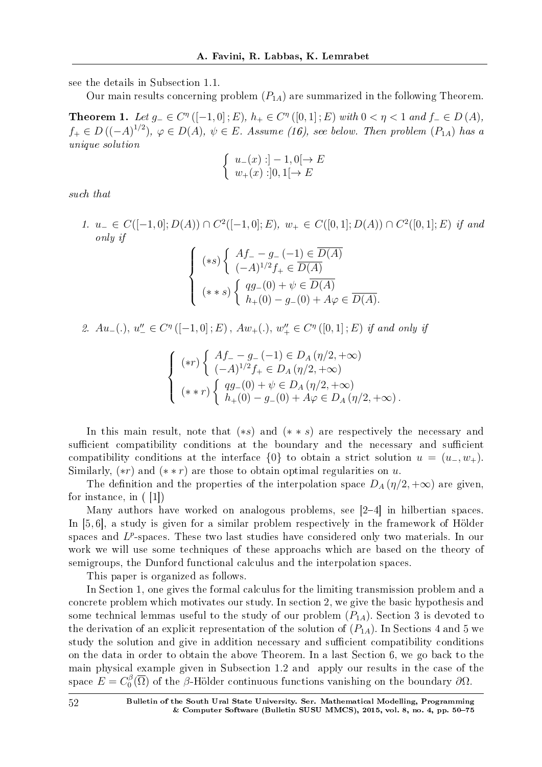see the details in Subsection 1.1.

Our main results concerning problem $(P_{1A})$ are summarized in the following Theorem.

**Theorem 1.** *Let $g_- \in C^\eta([-1,0];E)$, $h_+ \in C^\eta([0,1];E)$ with $0<\eta<1$ and $f_- \in D(A)$, $f_+ \in D((-A)^{1/2})$, $\varphi \in D(A)$, $\psi \in E$. Assume (16), see below. Then problem $(P_{1A})$ has a unique solution*

$$\left\{\begin{array}{l} u_-(x) : ]-1,0[ \to E \\ w_+(x) : ]0,1[ \to E \end{array}\right.$$

*such that*

1. *$u_- \in C([-1,0];D(A)) \cap C^2([-1,0];E)$, $w_+ \in C([0,1];D(A)) \cap C^2([0,1];E)$ if and only if*

$$\left\{\begin{array}{l} (*s)\left\{\begin{array}{l} Af_- - g_-(-1) \in \overline{D(A)} \\ (-A)^{1/2} f_+ \in \overline{D(A)} \end{array}\right. \\ (**s)\left\{\begin{array}{l} qg_-(0) + \psi \in \overline{D(A)} \\ h_+(0) - g_-(0) + A\varphi \in \overline{D(A)}. \end{array}\right. \end{array}\right.$$

2. *$Au_-(.)$, $u_-'' \in C^\eta([-1,0];E)$, $Aw_+(.)$, $w_+'' \in C^\eta([0,1];E)$ if and only if*

$$\left\{\begin{array}{l} (*r)\left\{\begin{array}{l} Af_- - g_-(-1) \in D_A(\eta/2,+\infty) \\ (-A)^{1/2} f_+ \in D_A(\eta/2,+\infty) \end{array}\right. \\ (**r)\left\{\begin{array}{l} qg_-(0) + \psi \in D_A(\eta/2,+\infty) \\ h_+(0) - g_-(0) + A\varphi \in D_A(\eta/2,+\infty). \end{array}\right. \end{array}\right.$$

In this main result, note that $(*s)$ and $(**s)$ are respectively the necessary and sufficient compatibility conditions at the boundary and the necessary and sufficient compatibility conditions at the interface $\{0\}$ to obtain a strict solution $u = (u_-, w_+)$. Similarly, $(*r)$ and $(**r)$ are those to obtain optimal regularities on $u$.

The definition and the properties of the interpolation space $D_A(\eta/2,+\infty)$ are given, for instance, in ( [1])

Many authors have worked on analogous problems, see [2–4] in hilbertian spaces. In [5, 6], a study is given for a similar problem respectively in the framework of Hölder spaces and $L^p$-spaces. These two last studies have considered only two materials. In our work we will use some techniques of these approachs which are based on the theory of semigroups, the Dunford functional calculus and the interpolation spaces.

This paper is organized as follows.

In Section 1, one gives the formal calculus for the limiting transmission problem and a concrete problem which motivates our study. In section 2, we give the basic hypothesis and some technical lemmas useful to the study of our problem $(P_{1A})$. Section 3 is devoted to the derivation of an explicit representation of the solution of $(P_{1A})$. In Sections 4 and 5 we study the solution and give in addition necessary and sufficient compatibility conditions on the data in order to obtain the above Theorem. In a last Section 6, we go back to the main physical example given in Subsection 1.2 and apply our results in the case of the space $E = C_0^\beta(\overline{\Omega})$ of the $\beta$-Hölder continuous functions vanishing on the boundary $\partial\Omega$.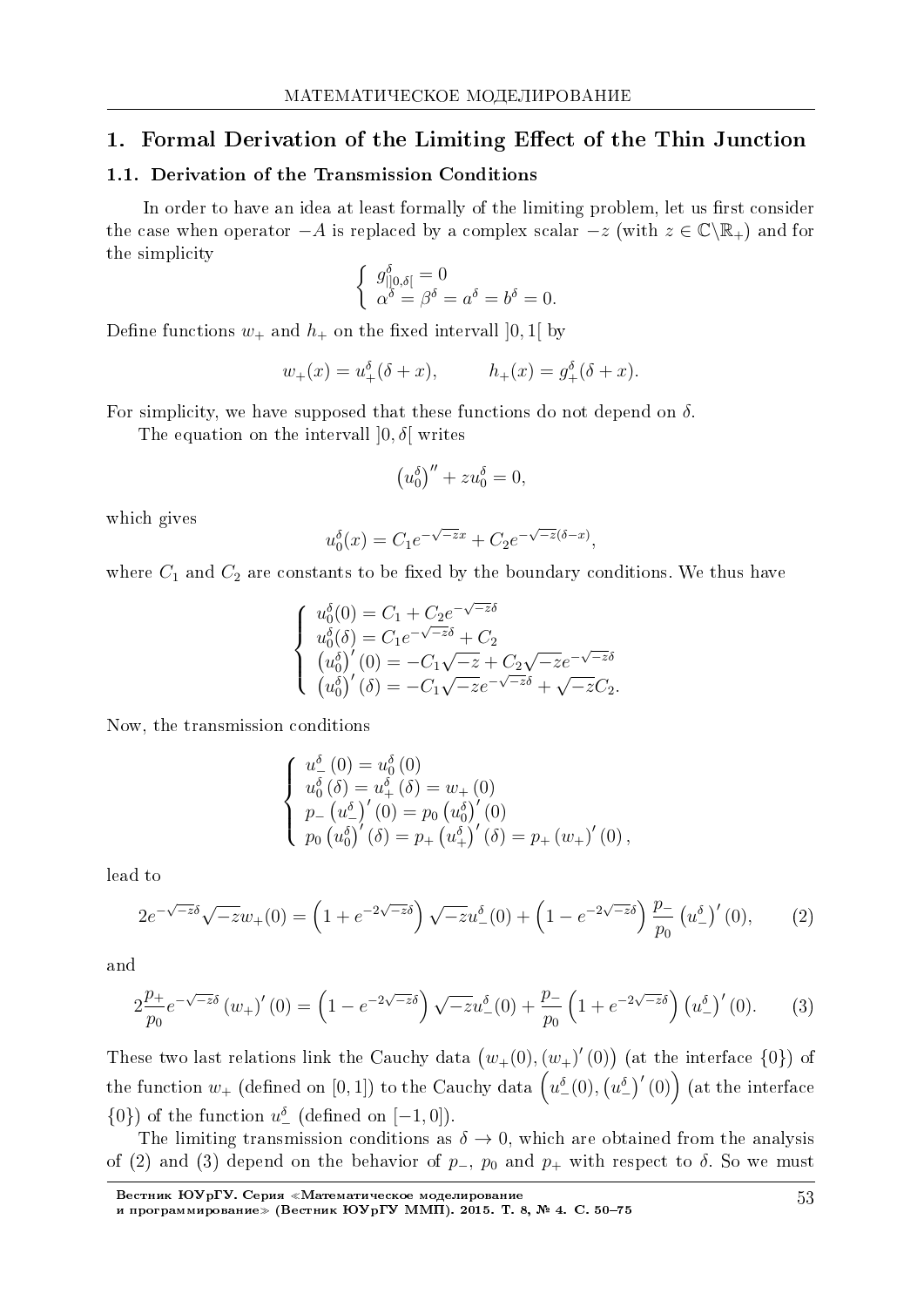## 1. Formal Derivation of the Limiting Effect of the Thin Junction

### 1.1. Derivation of the Transmission Conditions

In order to have an idea at least formally of the limiting problem, let us first consider the case when operator $-A$ is replaced by a complex scalar $-z$ (with $z \in \mathbb{C}\backslash\mathbb{R}_+$) and for the simplicity

$$\left\{ \begin{array}{l} g^\delta_{|]0,\delta[} = 0 \\ \alpha^\delta = \beta^\delta = a^\delta = b^\delta = 0. \end{array} \right.$$

Define functions $w_+$ and $h_+$ on the fixed intervall $]0,1[$ by

$$w_+(x) = u^\delta_+(\delta + x), \qquad h_+(x) = g^\delta_+(\delta + x).$$

For simplicity, we have supposed that these functions do not depend on $\delta$.

The equation on the intervall $]0,\delta[$ writes

$$\left(u^\delta_0\right)'' + z u^\delta_0 = 0,$$

which gives

$$u^\delta_0(x) = C_1 e^{-\sqrt{-z}x} + C_2 e^{-\sqrt{-z}(\delta - x)},$$

where $C_1$ and $C_2$ are constants to be fixed by the boundary conditions. We thus have

$$\left\{ \begin{array}{l} u^\delta_0(0) = C_1 + C_2 e^{-\sqrt{-z}\delta} \\ u^\delta_0(\delta) = C_1 e^{-\sqrt{-z}\delta} + C_2 \\ \left(u^\delta_0\right)'(0) = -C_1\sqrt{-z} + C_2\sqrt{-z}e^{-\sqrt{-z}\delta} \\ \left(u^\delta_0\right)'(\delta) = -C_1\sqrt{-z}e^{-\sqrt{-z}\delta} + \sqrt{-z}C_2. \end{array} \right.$$

Now, the transmission conditions

$$\left\{ \begin{array}{l} u^\delta_-(0) = u^\delta_0(0) \\ u^\delta_0(\delta) = u^\delta_+(\delta) = w_+(0) \\ p_-\left(u^\delta_-\right)'(0) = p_0\left(u^\delta_0\right)'(0) \\ p_0\left(u^\delta_0\right)'(\delta) = p_+\left(u^\delta_+\right)'(\delta) = p_+\left(w_+\right)'(0), \end{array} \right.$$

lead to

$$2e^{-\sqrt{-z}\delta}\sqrt{-z}w_+(0) = \left(1 + e^{-2\sqrt{-z}\delta}\right)\sqrt{-z}u^\delta_-(0) + \left(1 - e^{-2\sqrt{-z}\delta}\right)\frac{p_-}{p_0}\left(u^\delta_-\right)'(0), \tag{2}$$

and

$$2\frac{p_+}{p_0}e^{-\sqrt{-z}\delta}\left(w_+\right)'(0) = \left(1 - e^{-2\sqrt{-z}\delta}\right)\sqrt{-z}u^\delta_-(0) + \frac{p_-}{p_0}\left(1 + e^{-2\sqrt{-z}\delta}\right)\left(u^\delta_-\right)'(0). \tag{3}$$

These two last relations link the Cauchy data $\left(w_+(0), (w_+)'(0)\right)$ (at the interface $\{0\}$) of the function $w_+$ (defined on $[0,1]$) to the Cauchy data $\left(u^\delta_-(0), \left(u^\delta_-\right)'(0)\right)$ (at the interface $\{0\}$) of the function $u^\delta_-$ (defined on $[-1,0]$).

The limiting transmission conditions as $\delta \to 0$, which are obtained from the analysis of (2) and (3) depend on the behavior of $p_-$, $p_0$ and $p_+$ with respect to $\delta$. So we must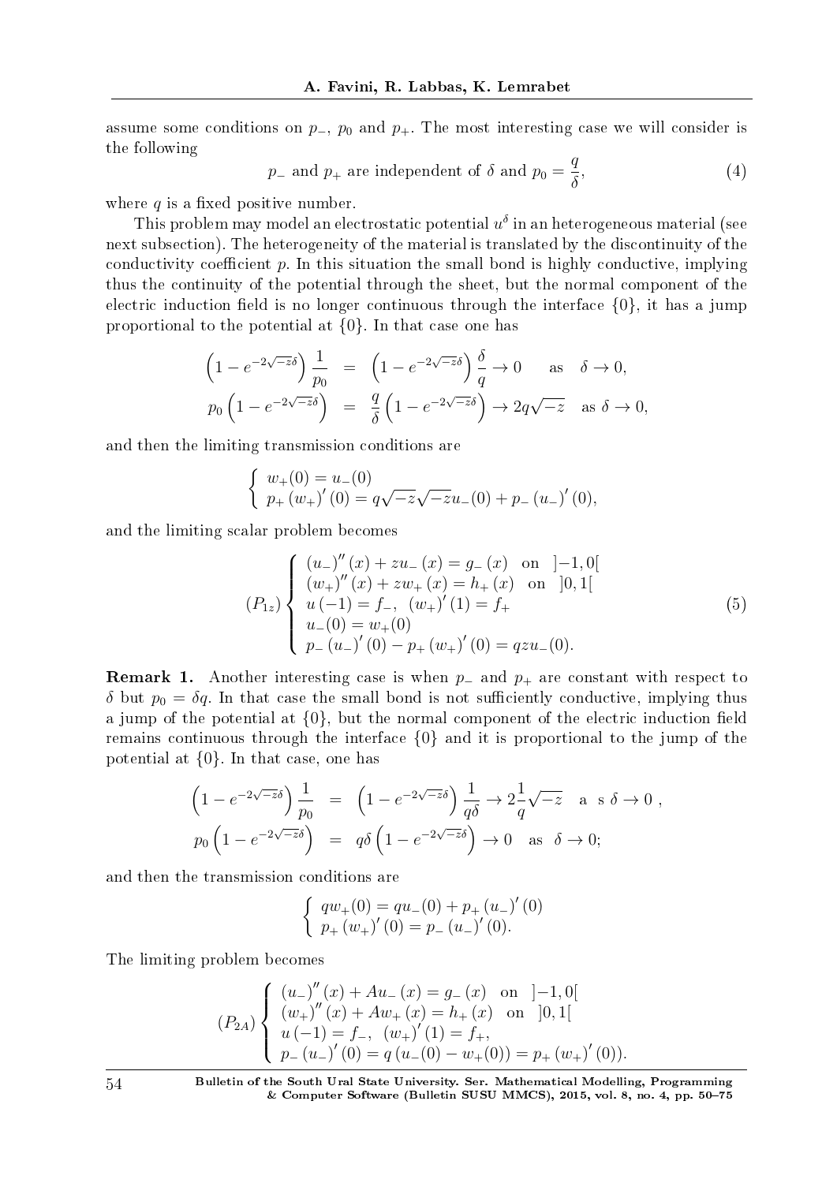assume some conditions on $p_-$, $p_0$ and $p_+$. The most interesting case we will consider is the following

$$p_- \text{ and } p_+ \text{ are independent of } \delta \text{ and } p_0 = \frac{q}{\delta}, \tag{4}$$

where $q$ is a fixed positive number.

This problem may model an electrostatic potential $u^\delta$ in an heterogeneous material (see next subsection). The heterogeneity of the material is translated by the discontinuity of the conductivity coefficient $p$. In this situation the small bond is highly conductive, implying thus the continuity of the potential through the sheet, but the normal component of the electric induction field is no longer continuous through the interface $\{0\}$, it has a jump proportional to the potential at $\{0\}$. In that case one has

$$\begin{aligned}
\left(1 - e^{-2\sqrt{-z}\delta}\right)\frac{1}{p_0} &= \left(1 - e^{-2\sqrt{-z}\delta}\right)\frac{\delta}{q} \to 0 \quad \text{as} \quad \delta \to 0, \\
p_0\left(1 - e^{-2\sqrt{-z}\delta}\right) &= \frac{q}{\delta}\left(1 - e^{-2\sqrt{-z}\delta}\right) \to 2q\sqrt{-z} \quad \text{as } \delta \to 0,
\end{aligned}$$

and then the limiting transmission conditions are

$$\begin{cases}
w_+(0) = u_-(0) \\
p_+ (w_+)'(0) = q\sqrt{-z}\sqrt{-z}u_-(0) + p_- (u_-)'(0),
\end{cases}$$

and the limiting scalar problem becomes

$$(P_{1z}) \begin{cases}
(u_-)''(x) + zu_-(x) = g_-(x) \quad \text{on} \quad ]-1, 0[ \\
(w_+)''(x) + zw_+(x) = h_+(x) \quad \text{on} \quad ]0, 1[ \\
u(-1) = f_-, \quad (w_+)'(1) = f_+ \\
u_-(0) = w_+(0) \\
p_- (u_-)'(0) - p_+ (w_+)'(0) = qzu_-(0).
\end{cases} \tag{5}$$

**Remark 1.** Another interesting case is when $p_-$ and $p_+$ are constant with respect to $\delta$ but $p_0 = \delta q$. In that case the small bond is not sufficiently conductive, implying thus a jump of the potential at $\{0\}$, but the normal component of the electric induction field remains continuous through the interface $\{0\}$ and it is proportional to the jump of the potential at $\{0\}$. In that case, one has

$$\begin{aligned}
\left(1 - e^{-2\sqrt{-z}\delta}\right)\frac{1}{p_0} &= \left(1 - e^{-2\sqrt{-z}\delta}\right)\frac{1}{q\delta} \to 2\frac{1}{q}\sqrt{-z} \quad \text{a s } \delta \to 0\ , \\
p_0\left(1 - e^{-2\sqrt{-z}\delta}\right) &= q\delta\left(1 - e^{-2\sqrt{-z}\delta}\right) \to 0 \quad \text{as} \quad \delta \to 0;
\end{aligned}$$

and then the transmission conditions are

$$\begin{cases}
qw_+(0) = qu_-(0) + p_+ (u_-)'(0) \\
p_+ (w_+)'(0) = p_- (u_-)'(0).
\end{cases}$$

The limiting problem becomes

$$(P_{2A}) \begin{cases}
(u_-)''(x) + Au_-(x) = g_-(x) \quad \text{on} \quad ]-1, 0[ \\
(w_+)''(x) + Aw_+(x) = h_+(x) \quad \text{on} \quad ]0, 1[ \\
u(-1) = f_-, \quad (w_+)'(1) = f_+, \\
p_- (u_-)'(0) = q\left(u_-(0) - w_+(0)\right) = p_+ (w_+)'(0)).
\end{cases}$$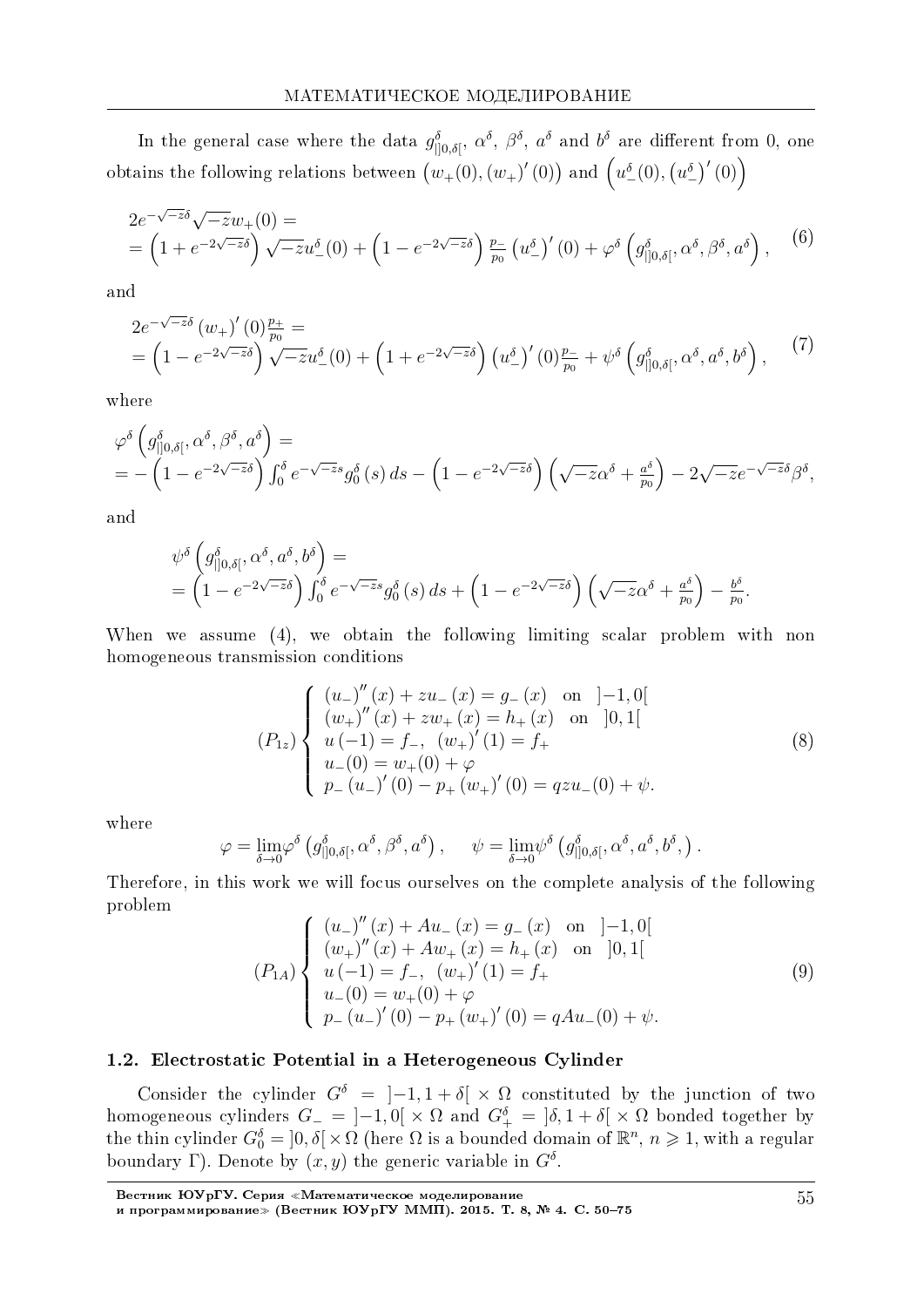In the general case where the data $g^{\delta}_{|]0,\delta[}$, $\alpha^{\delta}$, $\beta^{\delta}$, $a^{\delta}$ and $b^{\delta}$ are different from 0, one obtains the following relations between $\left(w_{+}(0), (w_{+})'(0)\right)$ and $\left(u^{\delta}_{-}(0), \left(u^{\delta}_{-}\right)'(0)\right)$

$$
\begin{aligned}
&2e^{-\sqrt{-z}\delta}\sqrt{-z}w_{+}(0) = \\
&= \left(1+e^{-2\sqrt{-z}\delta}\right)\sqrt{-z}u^{\delta}_{-}(0) + \left(1-e^{-2\sqrt{-z}\delta}\right)\tfrac{p_{-}}{p_{0}}\left(u^{\delta}_{-}\right)'(0) + \varphi^{\delta}\left(g^{\delta}_{|]0,\delta[}, \alpha^{\delta}, \beta^{\delta}, a^{\delta}\right),
\end{aligned}
\tag{6}
$$

and

$$
\begin{aligned}
&2e^{-\sqrt{-z}\delta}\left(w_{+}\right)'(0)\tfrac{p_{+}}{p_{0}} = \\
&= \left(1-e^{-2\sqrt{-z}\delta}\right)\sqrt{-z}u^{\delta}_{-}(0) + \left(1+e^{-2\sqrt{-z}\delta}\right)\left(u^{\delta}_{-}\right)'(0)\tfrac{p_{-}}{p_{0}} + \psi^{\delta}\left(g^{\delta}_{|]0,\delta[}, \alpha^{\delta}, a^{\delta}, b^{\delta}\right),
\end{aligned}
\tag{7}
$$

where

$$
\begin{aligned}
&\varphi^{\delta}\left(g^{\delta}_{|]0,\delta[}, \alpha^{\delta}, \beta^{\delta}, a^{\delta}\right) = \\
&= -\left(1-e^{-2\sqrt{-z}\delta}\right)\int_{0}^{\delta} e^{-\sqrt{-z}s} g^{\delta}_{0}(s)\,ds - \left(1-e^{-2\sqrt{-z}\delta}\right)\left(\sqrt{-z}\alpha^{\delta} + \tfrac{a^{\delta}}{p_{0}}\right) - 2\sqrt{-z}e^{-\sqrt{-z}\delta}\beta^{\delta},
\end{aligned}
$$

and

$$
\begin{aligned}
&\psi^{\delta}\left(g^{\delta}_{|]0,\delta[}, \alpha^{\delta}, a^{\delta}, b^{\delta}\right) = \\
&= \left(1-e^{-2\sqrt{-z}\delta}\right)\int_{0}^{\delta} e^{-\sqrt{-z}s} g^{\delta}_{0}(s)\,ds + \left(1-e^{-2\sqrt{-z}\delta}\right)\left(\sqrt{-z}\alpha^{\delta} + \tfrac{a^{\delta}}{p_{0}}\right) - \tfrac{b^{\delta}}{p_{0}}.
\end{aligned}
$$

When we assume (4), we obtain the following limiting scalar problem with non homogeneous transmission conditions

$$
(P_{1z})\left\{
\begin{array}{l}
(u_{-})''(x) + zu_{-}(x) = g_{-}(x) \quad \text{on} \quad ]-1,0[ \\
(w_{+})''(x) + zw_{+}(x) = h_{+}(x) \quad \text{on} \quad ]0,1[ \\
u(-1) = f_{-}, \ \ (w_{+})'(1) = f_{+} \\
u_{-}(0) = w_{+}(0) + \varphi \\
p_{-}(u_{-})'(0) - p_{+}(w_{+})'(0) = qzu_{-}(0) + \psi.
\end{array}
\right.
\tag{8}
$$

where

$$
\varphi = \lim_{\delta\to 0}\varphi^{\delta}\left(g^{\delta}_{|]0,\delta[}, \alpha^{\delta}, \beta^{\delta}, a^{\delta}\right), \qquad \psi = \lim_{\delta\to 0}\psi^{\delta}\left(g^{\delta}_{|]0,\delta[}, \alpha^{\delta}, a^{\delta}, b^{\delta},\right).
$$

Therefore, in this work we will focus ourselves on the complete analysis of the following problem

$$
(P_{1A})\left\{
\begin{array}{l}
(u_{-})''(x) + Au_{-}(x) = g_{-}(x) \quad \text{on} \quad ]-1,0[ \\
(w_{+})''(x) + Aw_{+}(x) = h_{+}(x) \quad \text{on} \quad ]0,1[ \\
u(-1) = f_{-}, \ \ (w_{+})'(1) = f_{+} \\
u_{-}(0) = w_{+}(0) + \varphi \\
p_{-}(u_{-})'(0) - p_{+}(w_{+})'(0) = qAu_{-}(0) + \psi.
\end{array}
\right.
\tag{9}
$$

### 1.2. Electrostatic Potential in a Heterogeneous Cylinder

Consider the cylinder $G^{\delta} = ]-1, 1+\delta[ \times \Omega$ constituted by the junction of two homogeneous cylinders $G_{-} = ]-1,0[ \times \Omega$ and $G^{\delta}_{+} = ]\delta, 1+\delta[ \times \Omega$ bonded together by the thin cylinder $G^{\delta}_{0} = ]0,\delta[ \times \Omega$ (here $\Omega$ is a bounded domain of $\mathbb{R}^{n}$, $n \geqslant 1$, with a regular boundary $\Gamma$). Denote by $(x,y)$ the generic variable in $G^{\delta}$.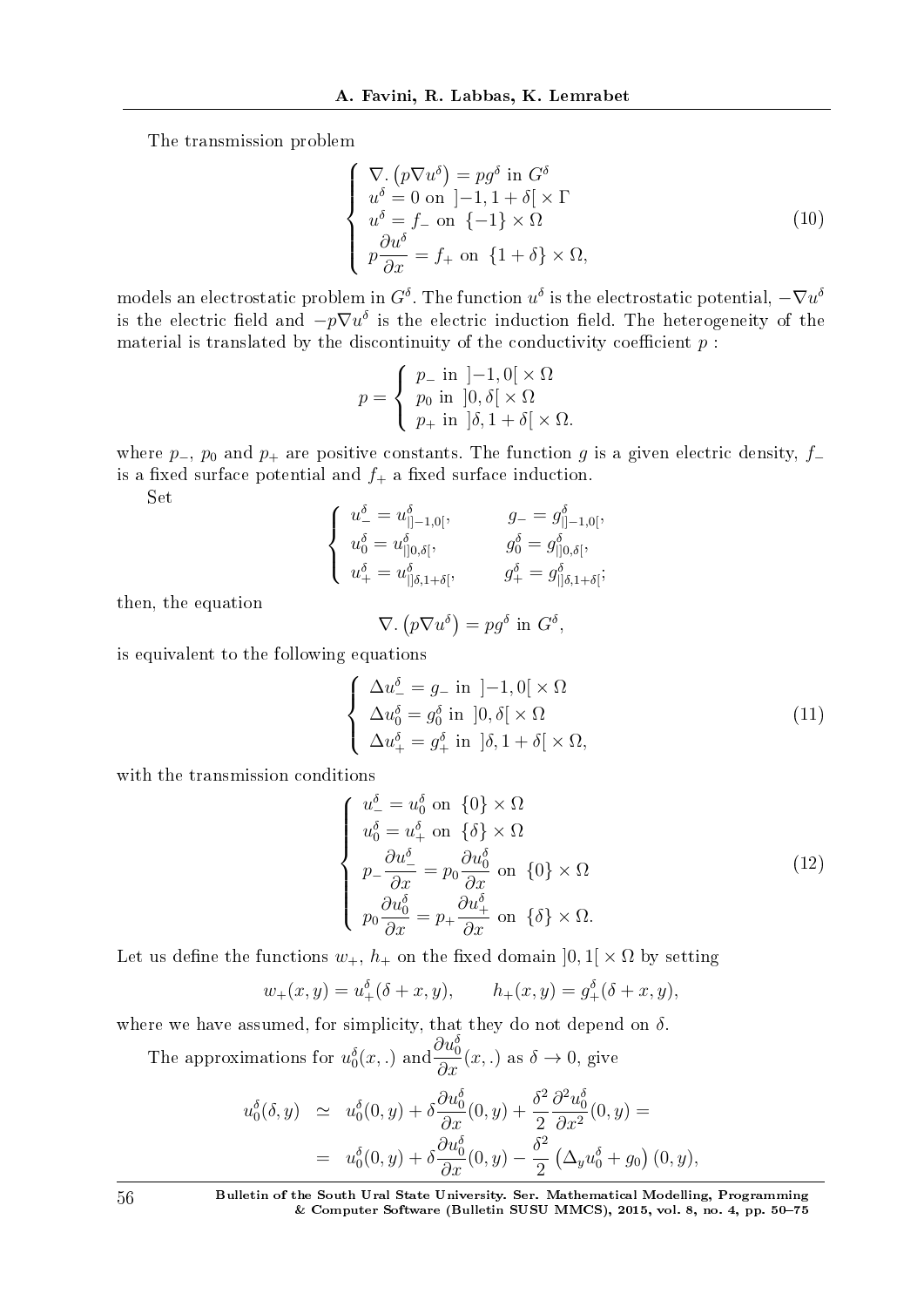The transmission problem

$$
\left\{
\begin{array}{l}
\nabla.\left(p\nabla u^{\delta}\right) = pg^{\delta} \text{ in } G^{\delta} \\
u^{\delta} = 0 \text{ on } ]-1, 1+\delta[ \times \Gamma \\
u^{\delta} = f_{-} \text{ on } \{-1\} \times \Omega \\
p\dfrac{\partial u^{\delta}}{\partial x} = f_{+} \text{ on } \{1+\delta\} \times \Omega,
\end{array}
\right. \tag{10}
$$

models an electrostatic problem in $G^{\delta}$. The function $u^{\delta}$ is the electrostatic potential, $-\nabla u^{\delta}$ is the electric field and $-p\nabla u^{\delta}$ is the electric induction field. The heterogeneity of the material is translated by the discontinuity of the conductivity coefficient $p$ :

$$
p = \left\{
\begin{array}{l}
p_{-} \text{ in } ]-1, 0[ \times \Omega \\
p_{0} \text{ in } ]0, \delta[ \times \Omega \\
p_{+} \text{ in } ]\delta, 1+\delta[ \times \Omega.
\end{array}
\right.
$$

where $p_{-}$, $p_{0}$ and $p_{+}$ are positive constants. The function $g$ is a given electric density, $f_{-}$ is a fixed surface potential and $f_{+}$ a fixed surface induction.

Set

$$
\left\{
\begin{array}{ll}
u_{-}^{\delta} = u_{|]-1,0[}^{\delta}, & g_{-} = g_{|]-1,0[}^{\delta}, \\
u_{0}^{\delta} = u_{|]0,\delta[}^{\delta}, & g_{0}^{\delta} = g_{|]0,\delta[}^{\delta}, \\
u_{+}^{\delta} = u_{|]\delta,1+\delta[}^{\delta}, & g_{+}^{\delta} = g_{|]\delta,1+\delta[}^{\delta};
\end{array}
\right.
$$

then, the equation

$$
\nabla.\left(p\nabla u^{\delta}\right) = pg^{\delta} \text{ in } G^{\delta},
$$

is equivalent to the following equations

$$
\left\{
\begin{array}{l}
\Delta u_{-}^{\delta} = g_{-} \text{ in } ]-1, 0[ \times \Omega \\
\Delta u_{0}^{\delta} = g_{0}^{\delta} \text{ in } ]0, \delta[ \times \Omega \\
\Delta u_{+}^{\delta} = g_{+}^{\delta} \text{ in } ]\delta, 1+\delta[ \times \Omega,
\end{array}
\right. \tag{11}
$$

with the transmission conditions

$$
\left\{
\begin{array}{l}
u_{-}^{\delta} = u_{0}^{\delta} \text{ on } \{0\} \times \Omega \\
u_{0}^{\delta} = u_{+}^{\delta} \text{ on } \{\delta\} \times \Omega \\
p_{-}\dfrac{\partial u_{-}^{\delta}}{\partial x} = p_{0}\dfrac{\partial u_{0}^{\delta}}{\partial x} \text{ on } \{0\} \times \Omega \\
p_{0}\dfrac{\partial u_{0}^{\delta}}{\partial x} = p_{+}\dfrac{\partial u_{+}^{\delta}}{\partial x} \text{ on } \{\delta\} \times \Omega.
\end{array}
\right. \tag{12}
$$

Let us define the functions $w_{+}$, $h_{+}$ on the fixed domain $]0, 1[ \times \Omega$ by setting

$$
w_{+}(x, y) = u_{+}^{\delta}(\delta + x, y), \qquad h_{+}(x, y) = g_{+}^{\delta}(\delta + x, y),
$$

where we have assumed, for simplicity, that they do not depend on $\delta$.

The approximations for $u_{0}^{\delta}(x, .)$ and $\dfrac{\partial u_{0}^{\delta}}{\partial x}(x, .)$ as $\delta \to 0$, give

$$
\begin{array}{rcl}
u_{0}^{\delta}(\delta, y) & \simeq & u_{0}^{\delta}(0, y) + \delta\dfrac{\partial u_{0}^{\delta}}{\partial x}(0, y) + \dfrac{\delta^{2}}{2}\dfrac{\partial^{2} u_{0}^{\delta}}{\partial x^{2}}(0, y) = \\
& = & u_{0}^{\delta}(0, y) + \delta\dfrac{\partial u_{0}^{\delta}}{\partial x}(0, y) - \dfrac{\delta^{2}}{2}\left(\Delta_{y} u_{0}^{\delta} + g_{0}\right)(0, y),
\end{array}
$$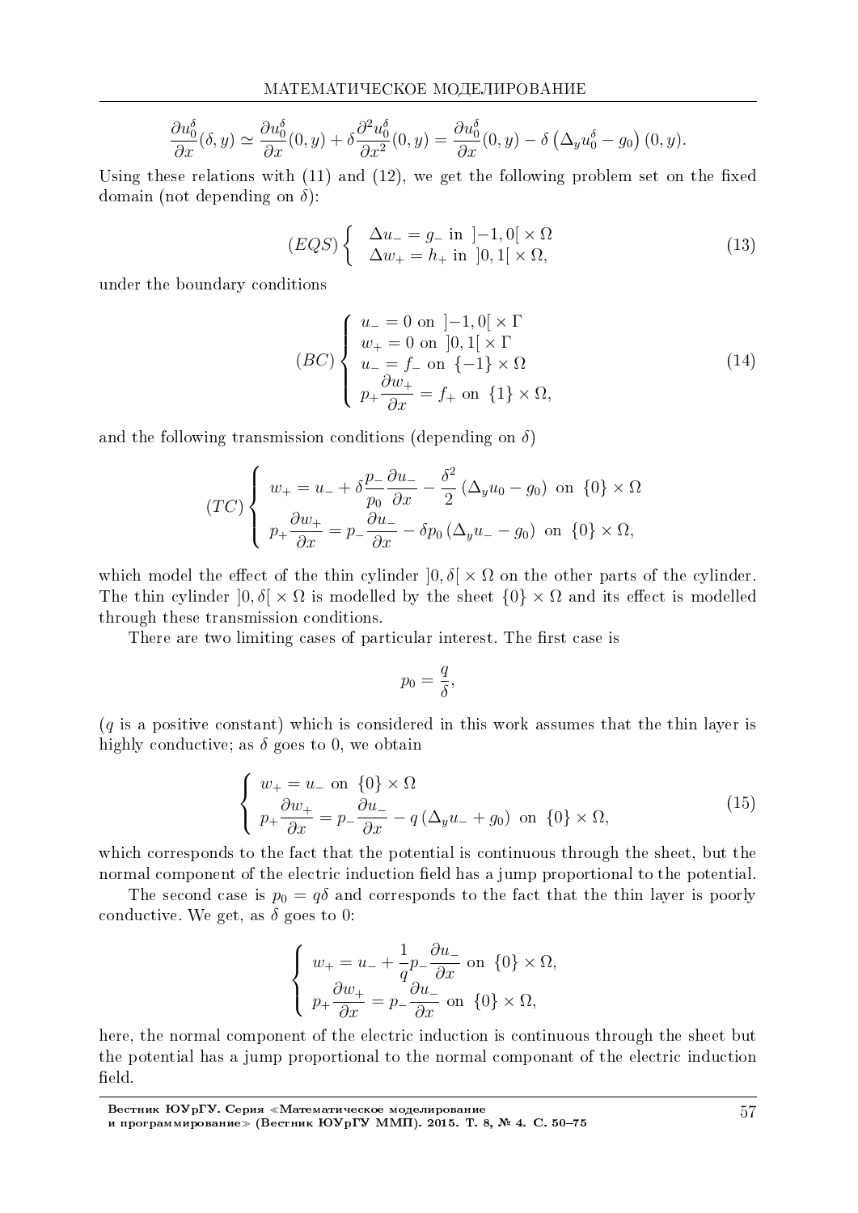$$\frac{\partial u_0^\delta}{\partial x}(\delta, y) \simeq \frac{\partial u_0^\delta}{\partial x}(0, y) + \delta \frac{\partial^2 u_0^\delta}{\partial x^2}(0, y) = \frac{\partial u_0^\delta}{\partial x}(0, y) - \delta \left(\Delta_y u_0^\delta - g_0\right)(0, y).$$

Using these relations with (11) and (12), we get the following problem set on the fixed domain (not depending on $\delta$):

$$(EQS) \left\{ \begin{array}{l} \Delta u_- = g_- \text{ in } ]-1, 0[ \times \Omega \\ \Delta w_+ = h_+ \text{ in } ]0, 1[ \times \Omega, \end{array} \right. \tag{13}$$

under the boundary conditions

$$(BC) \left\{ \begin{array}{l} u_- = 0 \text{ on } ]-1, 0[ \times \Gamma \\ w_+ = 0 \text{ on } ]0, 1[ \times \Gamma \\ u_- = f_- \text{ on } \{-1\} \times \Omega \\ p_+ \dfrac{\partial w_+}{\partial x} = f_+ \text{ on } \{1\} \times \Omega, \end{array} \right. \tag{14}$$

and the following transmission conditions (depending on $\delta$)

$$(TC) \left\{ \begin{array}{l} w_+ = u_- + \delta \dfrac{p_-}{p_0} \dfrac{\partial u_-}{\partial x} - \dfrac{\delta^2}{2} \left(\Delta_y u_0 - g_0\right) \text{ on } \{0\} \times \Omega \\ p_+ \dfrac{\partial w_+}{\partial x} = p_- \dfrac{\partial u_-}{\partial x} - \delta p_0 \left(\Delta_y u_- - g_0\right) \text{ on } \{0\} \times \Omega, \end{array} \right.$$

which model the effect of the thin cylinder $]0, \delta[ \times \Omega$ on the other parts of the cylinder. The thin cylinder $]0, \delta[ \times \Omega$ is modelled by the sheet $\{0\} \times \Omega$ and its effect is modelled through these transmission conditions.

There are two limiting cases of particular interest. The first case is

$$p_0 = \frac{q}{\delta},$$

($q$ is a positive constant) which is considered in this work assumes that the thin layer is highly conductive; as $\delta$ goes to 0, we obtain

$$\left\{ \begin{array}{l} w_+ = u_- \text{ on } \{0\} \times \Omega \\ p_+ \dfrac{\partial w_+}{\partial x} = p_- \dfrac{\partial u_-}{\partial x} - q \left(\Delta_y u_- + g_0\right) \text{ on } \{0\} \times \Omega, \end{array} \right. \tag{15}$$

which corresponds to the fact that the potential is continuous through the sheet, but the normal component of the electric induction field has a jump proportional to the potential.

The second case is $p_0 = q\delta$ and corresponds to the fact that the thin layer is poorly conductive. We get, as $\delta$ goes to 0:

$$\left\{ \begin{array}{l} w_+ = u_- + \dfrac{1}{q} p_- \dfrac{\partial u_-}{\partial x} \text{ on } \{0\} \times \Omega, \\ p_+ \dfrac{\partial w_+}{\partial x} = p_- \dfrac{\partial u_-}{\partial x} \text{ on } \{0\} \times \Omega, \end{array} \right.$$

here, the normal component of the electric induction is continuous through the sheet but the potential has a jump proportional to the normal componant of the electric induction field.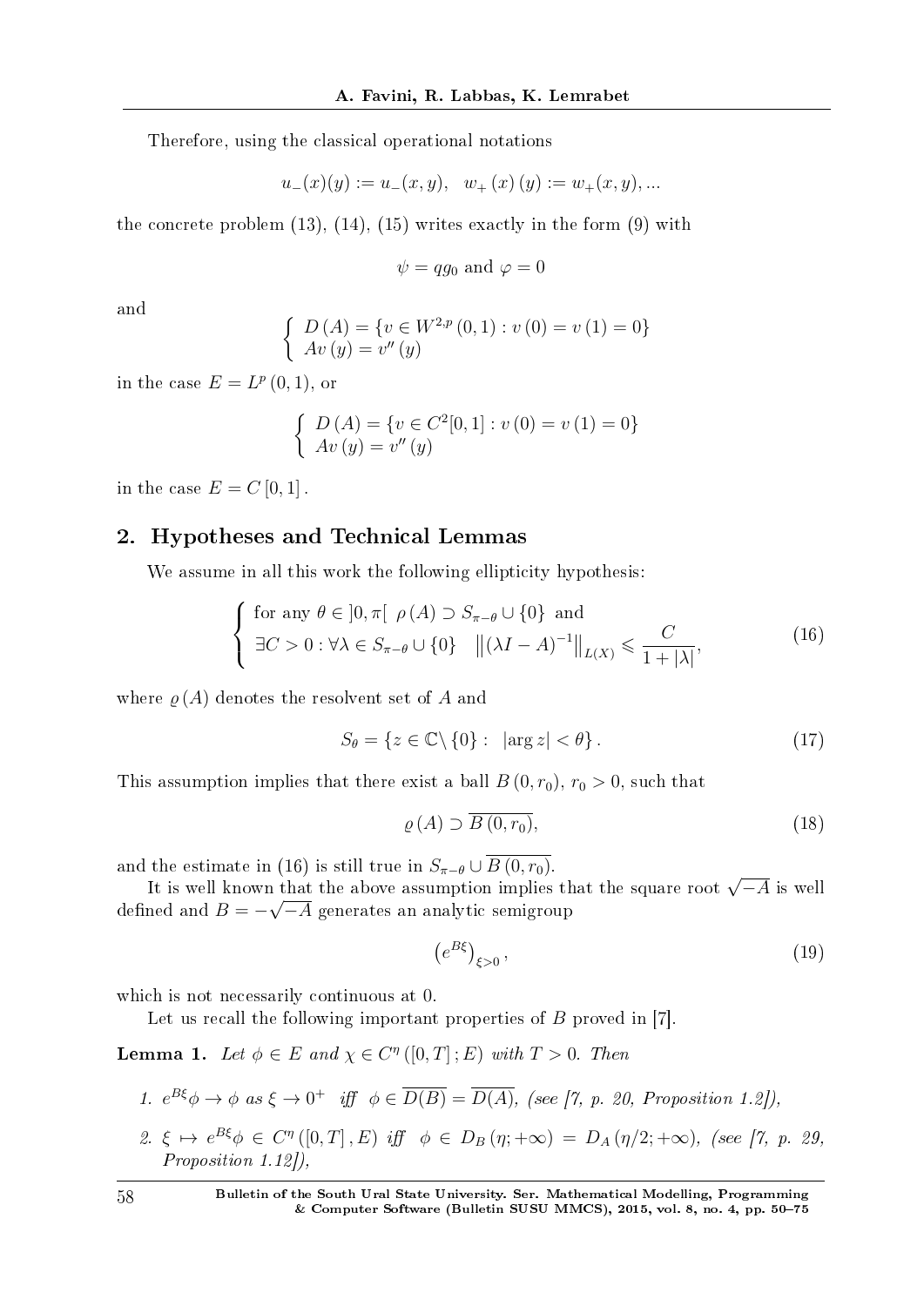Therefore, using the classical operational notations

$$u_{-}(x)(y) := u_{-}(x,y), \quad w_{+}(x)(y) := w_{+}(x,y), ...$$

the concrete problem (13), (14), (15) writes exactly in the form (9) with

$$\psi = qg_0 \text{ and } \varphi = 0$$

and

$$\begin{cases} D(A) = \{v \in W^{2,p}(0,1) : v(0) = v(1) = 0\} \\ Av(y) = v''(y) \end{cases}$$

in the case $E = L^p(0,1)$, or

$$\begin{cases} D(A) = \{v \in C^2[0,1] : v(0) = v(1) = 0\} \\ Av(y) = v''(y) \end{cases}$$

in the case $E = C[0,1]$.

## 2. Hypotheses and Technical Lemmas

We assume in all this work the following ellipticity hypothesis:

$$\begin{cases} \text{for any } \theta \in ]0,\pi[ \ \ \rho(A) \supset S_{\pi-\theta} \cup \{0\} \text{ and} \\ \exists C > 0 : \forall \lambda \in S_{\pi-\theta} \cup \{0\} \quad \left\|(\lambda I - A)^{-1}\right\|_{L(X)} \leqslant \dfrac{C}{1+|\lambda|}, \end{cases} \tag{16}$$

where $\varrho(A)$ denotes the resolvent set of $A$ and

$$S_\theta = \{z \in \mathbb{C}\setminus\{0\} : \ |\arg z| < \theta\}. \tag{17}$$

This assumption implies that there exist a ball $B(0,r_0)$, $r_0 > 0$, such that

$$\varrho(A) \supset \overline{B(0,r_0)}, \tag{18}$$

and the estimate in (16) is still true in $S_{\pi-\theta} \cup \overline{B(0,r_0)}$.

It is well known that the above assumption implies that the square root $\sqrt{-A}$ is well defined and $B = -\sqrt{-A}$ generates an analytic semigroup

$$\left(e^{B\xi}\right)_{\xi>0}, \tag{19}$$

which is not necessarily continuous at 0.

Let us recall the following important properties of $B$ proved in [7].

**Lemma 1.** *Let $\phi \in E$ and $\chi \in C^\eta([0,T];E)$ with $T > 0$. Then*

1. *$e^{B\xi}\phi \to \phi$ as $\xi \to 0^+$ iff $\phi \in \overline{D(B)} = \overline{D(A)}$, (see [7, p. 20, Proposition 1.2]),*
2. *$\xi \mapsto e^{B\xi}\phi \in C^\eta([0,T],E)$ iff $\phi \in D_B(\eta;+\infty) = D_A(\eta/2;+\infty)$, (see [7, p. 29, Proposition 1.12]),*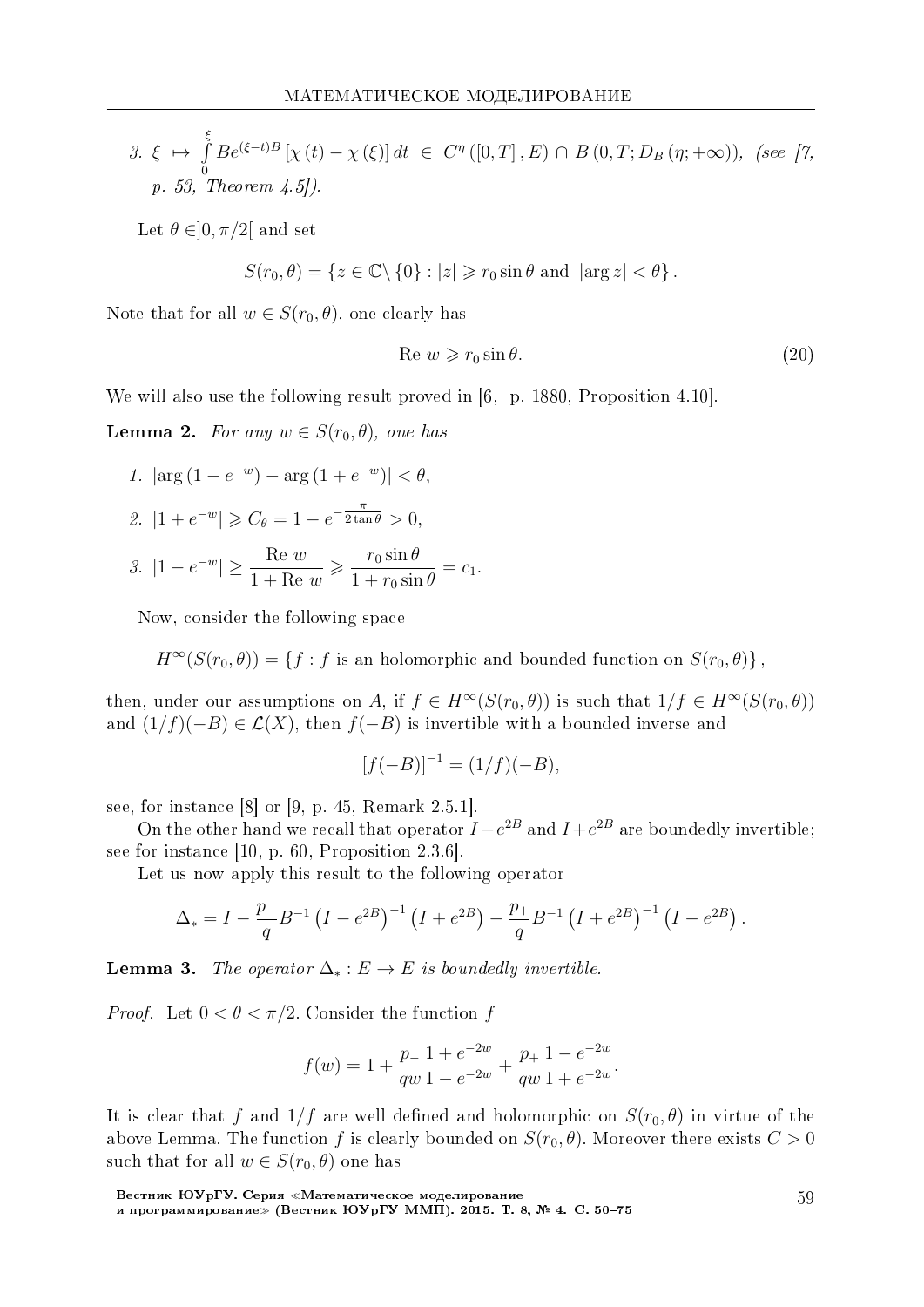3. $\xi \mapsto \int_0^\xi Be^{(\xi-t)B}\left[\chi(t)-\chi(\xi)\right]dt \in C^\eta([0,T],E)\cap B(0,T;D_B(\eta;+\infty))$, *(see [7, p. 53, Theorem 4.5])*.

Let $\theta \in ]0,\pi/2[$ and set

$$S(r_0,\theta)=\left\{z\in\mathbb{C}\setminus\{0\}: |z|\geqslant r_0\sin\theta \text{ and } |\arg z|<\theta\right\}.$$

Note that for all $w\in S(r_0,\theta)$, one clearly has

$$\text{Re } w \geqslant r_0\sin\theta. \tag{20}$$

We will also use the following result proved in [6, p. 1880, Proposition 4.10].

**Lemma 2.** *For any $w\in S(r_0,\theta)$, one has*

1. $|\arg(1-e^{-w})-\arg(1+e^{-w})|<\theta$,
2. $|1+e^{-w}|\geqslant C_\theta = 1-e^{-\frac{\pi}{2\tan\theta}}>0$,
3. $|1-e^{-w}|\geq \dfrac{\text{Re } w}{1+\text{Re } w}\geqslant \dfrac{r_0\sin\theta}{1+r_0\sin\theta}=c_1.$

Now, consider the following space

$$H^\infty(S(r_0,\theta))=\left\{f: f \text{ is an holomorphic and bounded function on } S(r_0,\theta)\right\},$$

then, under our assumptions on $A$, if $f\in H^\infty(S(r_0,\theta))$ is such that $1/f\in H^\infty(S(r_0,\theta))$ and $(1/f)(-B)\in\mathcal{L}(X)$, then $f(-B)$ is invertible with a bounded inverse and

$$\left[f(-B)\right]^{-1}=(1/f)(-B),$$

see, for instance [8] or [9, p. 45, Remark 2.5.1].

On the other hand we recall that operator $I-e^{2B}$ and $I+e^{2B}$ are boundedly invertible; see for instance [10, p. 60, Proposition 2.3.6].

Let us now apply this result to the following operator

$$\Delta_*=I-\frac{p_-}{q}B^{-1}\left(I-e^{2B}\right)^{-1}\left(I+e^{2B}\right)-\frac{p_+}{q}B^{-1}\left(I+e^{2B}\right)^{-1}\left(I-e^{2B}\right).$$

**Lemma 3.** *The operator $\Delta_*: E\to E$ is boundedly invertible.*

*Proof.* Let $0<\theta<\pi/2$. Consider the function $f$

$$f(w)=1+\frac{p_-}{qw}\frac{1+e^{-2w}}{1-e^{-2w}}+\frac{p_+}{qw}\frac{1-e^{-2w}}{1+e^{-2w}}.$$

It is clear that $f$ and $1/f$ are well defined and holomorphic on $S(r_0,\theta)$ in virtue of the above Lemma. The function $f$ is clearly bounded on $S(r_0,\theta)$. Moreover there exists $C>0$ such that for all $w\in S(r_0,\theta)$ one has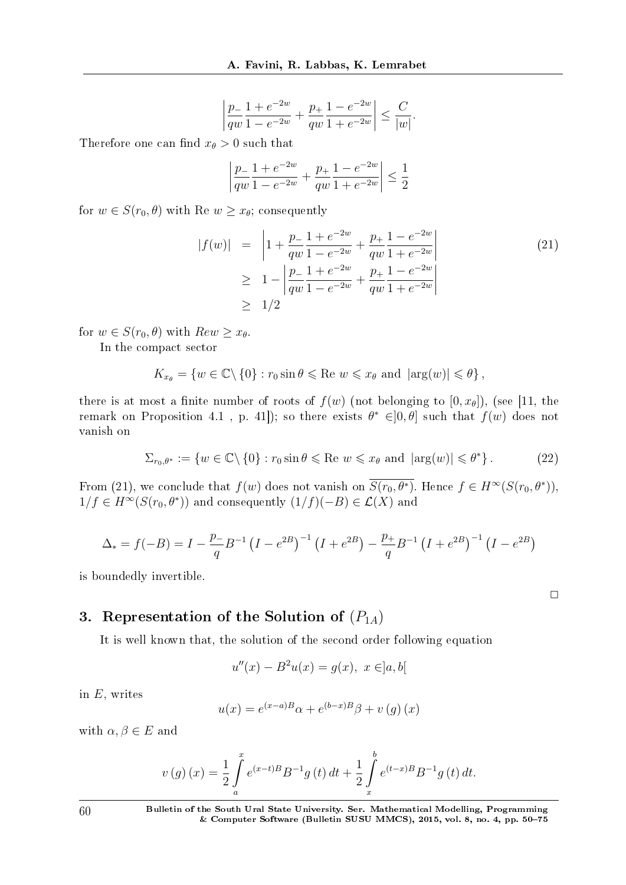$$\left|\frac{p_-}{qw}\frac{1+e^{-2w}}{1-e^{-2w}}+\frac{p_+}{qw}\frac{1-e^{-2w}}{1+e^{-2w}}\right|\leq\frac{C}{|w|}.$$

Therefore one can find $x_\theta > 0$ such that

$$\left|\frac{p_-}{qw}\frac{1+e^{-2w}}{1-e^{-2w}}+\frac{p_+}{qw}\frac{1-e^{-2w}}{1+e^{-2w}}\right|\leq\frac{1}{2}$$

for $w\in S(r_0,\theta)$ with $\operatorname{Re} w\geq x_\theta$; consequently

$$\begin{aligned}|f(w)| &= \left|1+\frac{p_-}{qw}\frac{1+e^{-2w}}{1-e^{-2w}}+\frac{p_+}{qw}\frac{1-e^{-2w}}{1+e^{-2w}}\right| \\ &\geq 1-\left|\frac{p_-}{qw}\frac{1+e^{-2w}}{1-e^{-2w}}+\frac{p_+}{qw}\frac{1-e^{-2w}}{1+e^{-2w}}\right| \\ &\geq 1/2\end{aligned}\tag{21}$$

for $w\in S(r_0,\theta)$ with $Rew\geq x_\theta$.

In the compact sector

$$K_{x_\theta}=\left\{w\in\mathbb{C}\setminus\{0\}: r_0\sin\theta\leqslant \operatorname{Re} w\leqslant x_\theta \text{ and } |\arg(w)|\leqslant\theta\right\},$$

there is at most a finite number of roots of $f(w)$ (not belonging to $[0,x_\theta]$), (see [11, the remark on Proposition 4.1 , p. 41]); so there exists $\theta^*\in]0,\theta]$ such that $f(w)$ does not vanish on

$$\Sigma_{r_0,\theta^*}:=\left\{w\in\mathbb{C}\setminus\{0\}: r_0\sin\theta\leqslant \operatorname{Re} w\leqslant x_\theta \text{ and } |\arg(w)|\leqslant\theta^*\right\}.\tag{22}$$

From (21), we conclude that $f(w)$ does not vanish on $\overline{S(r_0,\theta^*)}$. Hence $f\in H^\infty(S(r_0,\theta^*))$, $1/f\in H^\infty(S(r_0,\theta^*))$ and consequently $(1/f)(-B)\in\mathcal{L}(X)$ and

$$\Delta_*=f(-B)=I-\frac{p_-}{q}B^{-1}\left(I-e^{2B}\right)^{-1}\left(I+e^{2B}\right)-\frac{p_+}{q}B^{-1}\left(I+e^{2B}\right)^{-1}\left(I-e^{2B}\right)$$

is boundedly invertible.

□

## 3. Representation of the Solution of $(P_{1A})$

It is well known that, the solution of the second order following equation

$$u''(x)-B^2u(x)=g(x),\ x\in]a,b[$$

in $E$, writes

$$u(x)=e^{(x-a)B}\alpha+e^{(b-x)B}\beta+v\left(g\right)(x)$$

with $\alpha,\beta\in E$ and

$$v\left(g\right)(x)=\frac{1}{2}\int_a^x e^{(x-t)B}B^{-1}g\left(t\right)dt+\frac{1}{2}\int_x^b e^{(t-x)B}B^{-1}g\left(t\right)dt.$$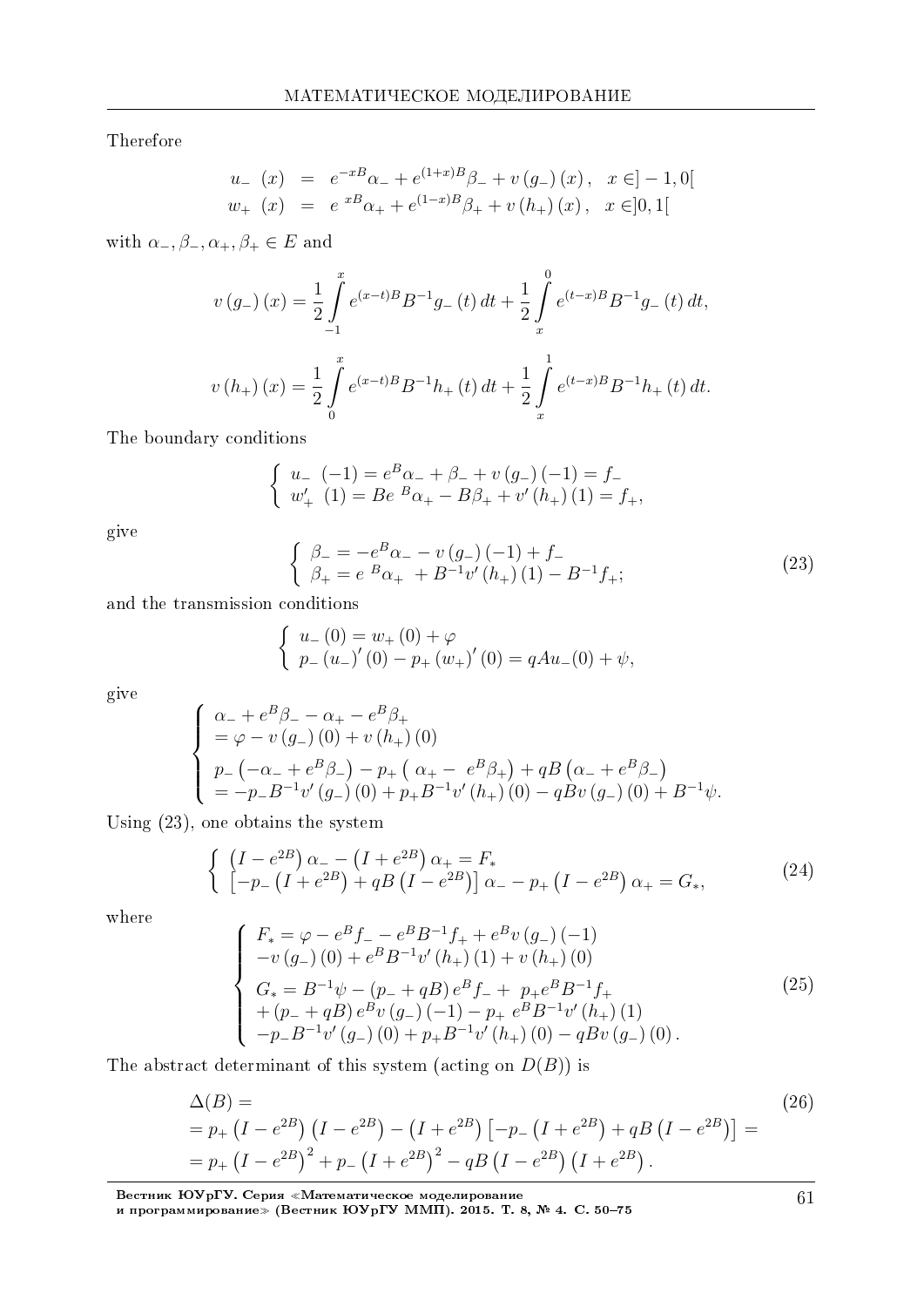Therefore

$$
\begin{aligned}
u_- (x) &= e^{-xB}\alpha_- + e^{(1+x)B}\beta_- + v(g_-)(x), \quad x \in ]-1,0[\\
w_+ (x) &= e^{xB}\alpha_+ + e^{(1-x)B}\beta_+ + v(h_+)(x), \quad x \in ]0,1[
\end{aligned}
$$

with $\alpha_-, \beta_-, \alpha_+, \beta_+ \in E$ and

$$
v(g_-)(x) = \frac{1}{2}\int_{-1}^{x} e^{(x-t)B}B^{-1}g_-(t)\,dt + \frac{1}{2}\int_{x}^{0} e^{(t-x)B}B^{-1}g_-(t)\,dt,
$$

$$
v(h_+)(x) = \frac{1}{2}\int_{0}^{x} e^{(x-t)B}B^{-1}h_+(t)\,dt + \frac{1}{2}\int_{x}^{1} e^{(t-x)B}B^{-1}h_+(t)\,dt.
$$

The boundary conditions

$$
\begin{cases}
u_- (-1) = e^{B}\alpha_- + \beta_- + v(g_-)(-1) = f_-\\
w_+' (1) = Be^{B}\alpha_+ - B\beta_+ + v'(h_+)(1) = f_+,
\end{cases}
$$

give

$$
\begin{cases}
\beta_- = -e^{B}\alpha_- - v(g_-)(-1) + f_-\\
\beta_+ = e^{B}\alpha_+ + B^{-1}v'(h_+)(1) - B^{-1}f_+;
\end{cases}
\tag{23}
$$

and the transmission conditions

$$
\begin{cases}
u_-(0) = w_+(0) + \varphi\\
p_-(u_-)'(0) - p_+(w_+)'(0) = qAu_-(0) + \psi,
\end{cases}
$$

give

$$
\begin{cases}
\alpha_- + e^{B}\beta_- - \alpha_+ - e^{B}\beta_+\\
= \varphi - v(g_-)(0) + v(h_+)(0)\\
p_-\left(-\alpha_- + e^{B}\beta_-\right) - p_+\left(\alpha_+ - e^{B}\beta_+\right) + qB\left(\alpha_- + e^{B}\beta_-\right)\\
= -p_-B^{-1}v'(g_-)(0) + p_+B^{-1}v'(h_+)(0) - qBv(g_-)(0) + B^{-1}\psi.
\end{cases}
$$

Using (23), one obtains the system

$$
\begin{cases}
\left(I - e^{2B}\right)\alpha_- - \left(I + e^{2B}\right)\alpha_+ = F_*\\
\left[-p_-\left(I + e^{2B}\right) + qB\left(I - e^{2B}\right)\right]\alpha_- - p_+\left(I - e^{2B}\right)\alpha_+ = G_*,
\end{cases}
\tag{24}
$$

where

$$
\begin{cases}
F_* = \varphi - e^{B}f_- - e^{B}B^{-1}f_+ + e^{B}v(g_-)(-1)\\
-v(g_-)(0) + e^{B}B^{-1}v'(h_+)(1) + v(h_+)(0)\\
G_* = B^{-1}\psi - (p_- + qB)\,e^{B}f_- + p_+e^{B}B^{-1}f_+\\
+(p_- + qB)\,e^{B}v(g_-)(-1) - p_+ e^{B}B^{-1}v'(h_+)(1)\\
-p_-B^{-1}v'(g_-)(0) + p_+B^{-1}v'(h_+)(0) - qBv(g_-)(0).
\end{cases}
\tag{25}
$$

The abstract determinant of this system (acting on $D(B)$) is

$$
\begin{aligned}
&\Delta(B) = \\
&= p_+\left(I - e^{2B}\right)\left(I - e^{2B}\right) - \left(I + e^{2B}\right)\left[-p_-\left(I + e^{2B}\right) + qB\left(I - e^{2B}\right)\right] = \\
&= p_+\left(I - e^{2B}\right)^2 + p_-\left(I + e^{2B}\right)^2 - qB\left(I - e^{2B}\right)\left(I + e^{2B}\right).
\end{aligned}
\tag{26}
$$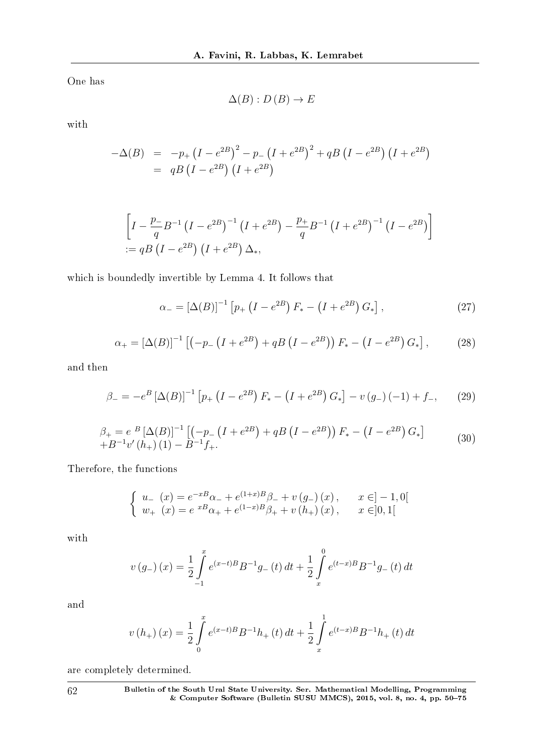One has

$$\Delta(B) : D(B) \to E$$

with

$$\begin{aligned}
-\Delta(B) &= -p_+ \left(I - e^{2B}\right)^2 - p_- \left(I + e^{2B}\right)^2 + qB\left(I - e^{2B}\right)\left(I + e^{2B}\right) \\
&= qB\left(I - e^{2B}\right)\left(I + e^{2B}\right)
\end{aligned}$$

$$\begin{aligned}
&\left[I - \frac{p_-}{q} B^{-1} \left(I - e^{2B}\right)^{-1} \left(I + e^{2B}\right) - \frac{p_+}{q} B^{-1} \left(I + e^{2B}\right)^{-1} \left(I - e^{2B}\right)\right] \\
&:= qB\left(I - e^{2B}\right)\left(I + e^{2B}\right)\Delta_*,
\end{aligned}$$

which is boundedly invertible by Lemma 4. It follows that

$$\alpha_- = [\Delta(B)]^{-1} \left[p_+ \left(I - e^{2B}\right) F_* - \left(I + e^{2B}\right) G_*\right], \tag{27}$$

$$\alpha_+ = [\Delta(B)]^{-1} \left[\left(-p_- \left(I + e^{2B}\right) + qB\left(I - e^{2B}\right)\right) F_* - \left(I - e^{2B}\right) G_*\right], \tag{28}$$

and then

$$\beta_- = -e^B [\Delta(B)]^{-1} \left[p_+ \left(I - e^{2B}\right) F_* - \left(I + e^{2B}\right) G_*\right] - v(g_-)(-1) + f_-, \tag{29}$$

$$\begin{aligned}
\beta_+ = {}& e^{B} [\Delta(B)]^{-1} \left[\left(-p_- \left(I + e^{2B}\right) + qB\left(I - e^{2B}\right)\right) F_* - \left(I - e^{2B}\right) G_*\right] \\
&+ B^{-1} v'(h_+)(1) - B^{-1} f_+.
\end{aligned} \tag{30}$$

Therefore, the functions

$$\begin{cases}
u_-(x) = e^{-xB}\alpha_- + e^{(1+x)B}\beta_- + v(g_-)(x), & x \in ]-1, 0[ \\
w_+(x) = e^{xB}\alpha_+ + e^{(1-x)B}\beta_+ + v(h_+)(x), & x \in ]0, 1[
\end{cases}$$

with

$$v(g_-)(x) = \frac{1}{2} \int_{-1}^{x} e^{(x-t)B} B^{-1} g_-(t)\, dt + \frac{1}{2} \int_{x}^{0} e^{(t-x)B} B^{-1} g_-(t)\, dt$$

and

$$v(h_+)(x) = \frac{1}{2} \int_{0}^{x} e^{(x-t)B} B^{-1} h_+(t)\, dt + \frac{1}{2} \int_{x}^{1} e^{(t-x)B} B^{-1} h_+(t)\, dt$$

are completely determined.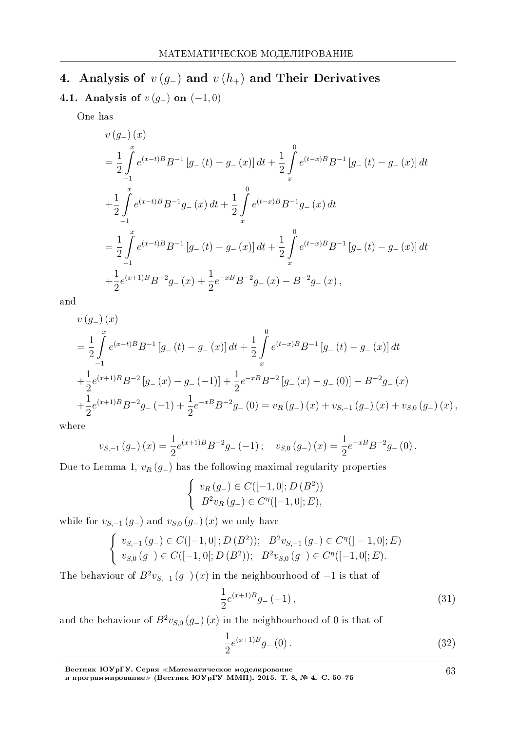## 4. Analysis of $v\left(g_{-}\right)$ and $v\left(h_{+}\right)$ and Their Derivatives

### 4.1. Analysis of $v\left(g_{-}\right)$ on $(-1,0)$

One has

$$
\begin{aligned}
& v\left(g_{-}\right)(x) \\
& = \frac{1}{2}\int_{-1}^{x} e^{(x-t)B}B^{-1}\left[g_{-}(t)-g_{-}(x)\right]dt + \frac{1}{2}\int_{x}^{0} e^{(t-x)B}B^{-1}\left[g_{-}(t)-g_{-}(x)\right]dt \\
& + \frac{1}{2}\int_{-1}^{x} e^{(x-t)B}B^{-1}g_{-}(x)\,dt + \frac{1}{2}\int_{x}^{0} e^{(t-x)B}B^{-1}g_{-}(x)\,dt \\
& = \frac{1}{2}\int_{-1}^{x} e^{(x-t)B}B^{-1}\left[g_{-}(t)-g_{-}(x)\right]dt + \frac{1}{2}\int_{x}^{0} e^{(t-x)B}B^{-1}\left[g_{-}(t)-g_{-}(x)\right]dt \\
& + \frac{1}{2}e^{(x+1)B}B^{-2}g_{-}(x) + \frac{1}{2}e^{-xB}B^{-2}g_{-}(x) - B^{-2}g_{-}(x),
\end{aligned}
$$

and

$$
\begin{aligned}
& v\left(g_{-}\right)(x) \\
& = \frac{1}{2}\int_{-1}^{x} e^{(x-t)B}B^{-1}\left[g_{-}(t)-g_{-}(x)\right]dt + \frac{1}{2}\int_{x}^{0} e^{(t-x)B}B^{-1}\left[g_{-}(t)-g_{-}(x)\right]dt \\
& + \frac{1}{2}e^{(x+1)B}B^{-2}\left[g_{-}(x)-g_{-}(-1)\right] + \frac{1}{2}e^{-xB}B^{-2}\left[g_{-}(x)-g_{-}(0)\right] - B^{-2}g_{-}(x) \\
& + \frac{1}{2}e^{(x+1)B}B^{-2}g_{-}(-1) + \frac{1}{2}e^{-xB}B^{-2}g_{-}(0) = v_{R}\left(g_{-}\right)(x) + v_{S,-1}\left(g_{-}\right)(x) + v_{S,0}\left(g_{-}\right)(x),
\end{aligned}
$$

where

$$
v_{S,-1}\left(g_{-}\right)(x) = \frac{1}{2}e^{(x+1)B}B^{-2}g_{-}(-1); \quad v_{S,0}\left(g_{-}\right)(x) = \frac{1}{2}e^{-xB}B^{-2}g_{-}(0).
$$

Due to Lemma 1, $v_{R}\left(g_{-}\right)$ has the following maximal regularity properties

$$
\left\{
\begin{array}{l}
v_{R}\left(g_{-}\right) \in C([-1,0];D\left(B^{2}\right)) \\
B^{2}v_{R}\left(g_{-}\right) \in C^{\eta}([-1,0];E),
\end{array}
\right.
$$

while for $v_{S,-1}\left(g_{-}\right)$ and $v_{S,0}\left(g_{-}\right)(x)$ we only have

$$
\left\{
\begin{array}{l}
v_{S,-1}\left(g_{-}\right) \in C(]-1,0];D\left(B^{2}\right)); \quad B^{2}v_{S,-1}\left(g_{-}\right) \in C^{\eta}(]-1,0];E) \\
v_{S,0}\left(g_{-}\right) \in C([-1,0[;D\left(B^{2}\right)); \quad B^{2}v_{S,0}\left(g_{-}\right) \in C^{\eta}([-1,0[;E).
\end{array}
\right.
$$

The behaviour of $B^{2}v_{S,-1}\left(g_{-}\right)(x)$ in the neighbourhood of $-1$ is that of

$$
\frac{1}{2}e^{(x+1)B}g_{-}(-1), \tag{31}
$$

and the behaviour of $B^{2}v_{S,0}\left(g_{-}\right)(x)$ in the neighbourhood of 0 is that of

$$
\frac{1}{2}e^{(x+1)B}g_{-}(0). \tag{32}
$$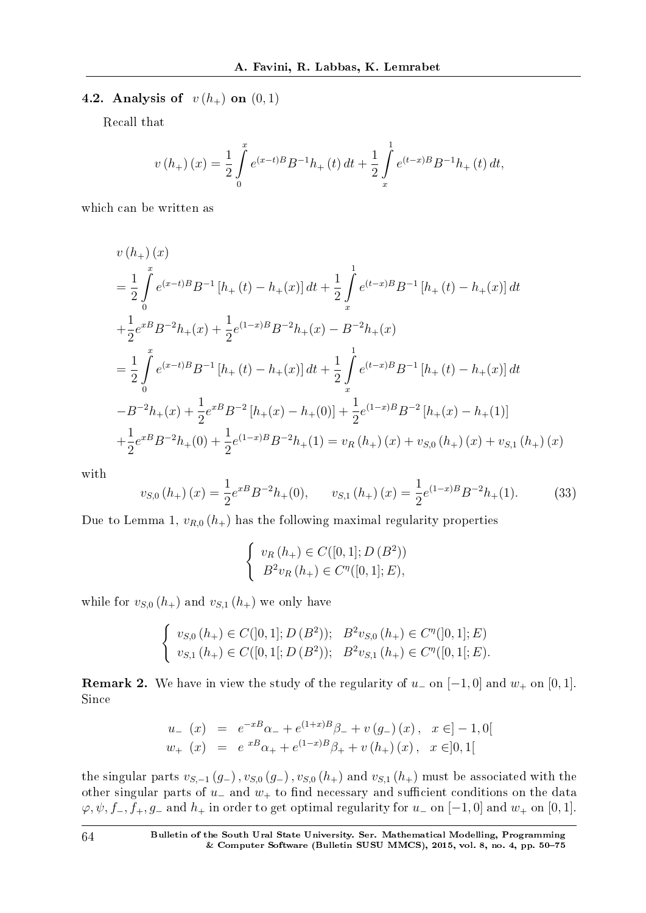### 4.2. Analysis of $v(h_+)$ on $(0,1)$

Recall that

$$v(h_+)(x) = \frac{1}{2}\int_0^x e^{(x-t)B}B^{-1}h_+(t)\,dt + \frac{1}{2}\int_x^1 e^{(t-x)B}B^{-1}h_+(t)\,dt,$$

which can be written as

$$\begin{aligned}
&v(h_+)(x) \\
&= \frac{1}{2}\int_0^x e^{(x-t)B}B^{-1}\left[h_+(t) - h_+(x)\right]dt + \frac{1}{2}\int_x^1 e^{(t-x)B}B^{-1}\left[h_+(t) - h_+(x)\right]dt \\
&+ \frac{1}{2}e^{xB}B^{-2}h_+(x) + \frac{1}{2}e^{(1-x)B}B^{-2}h_+(x) - B^{-2}h_+(x) \\
&= \frac{1}{2}\int_0^x e^{(x-t)B}B^{-1}\left[h_+(t) - h_+(x)\right]dt + \frac{1}{2}\int_x^1 e^{(t-x)B}B^{-1}\left[h_+(t) - h_+(x)\right]dt \\
&- B^{-2}h_+(x) + \frac{1}{2}e^{xB}B^{-2}\left[h_+(x) - h_+(0)\right] + \frac{1}{2}e^{(1-x)B}B^{-2}\left[h_+(x) - h_+(1)\right] \\
&+ \frac{1}{2}e^{xB}B^{-2}h_+(0) + \frac{1}{2}e^{(1-x)B}B^{-2}h_+(1) = v_R(h_+)(x) + v_{S,0}(h_+)(x) + v_{S,1}(h_+)(x)
\end{aligned}$$

with

$$v_{S,0}(h_+)(x) = \frac{1}{2}e^{xB}B^{-2}h_+(0), \qquad v_{S,1}(h_+)(x) = \frac{1}{2}e^{(1-x)B}B^{-2}h_+(1). \tag{33}$$

Due to Lemma 1, $v_{R,0}(h_+)$ has the following maximal regularity properties

$$\begin{cases} v_R(h_+) \in C([0,1]; D(B^2)) \\ B^2 v_R(h_+) \in C^{\eta}([0,1]; E), \end{cases}$$

while for $v_{S,0}(h_+)$ and $v_{S,1}(h_+)$ we only have

$$\begin{cases} v_{S,0}(h_+) \in C(]0,1]; D(B^2)); \quad B^2 v_{S,0}(h_+) \in C^{\eta}(]0,1]; E) \\ v_{S,1}(h_+) \in C([0,1[; D(B^2)); \quad B^2 v_{S,1}(h_+) \in C^{\eta}([0,1[; E). \end{cases}$$

**Remark 2.** We have in view the study of the regularity of $u_-$ on $[-1,0]$ and $w_+$ on $[0,1]$. Since

$$\begin{aligned}
u_-(x) &= e^{-xB}\alpha_- + e^{(1+x)B}\beta_- + v(g_-)(x), \quad x \in ]-1,0[ \\
w_+(x) &= e^{xB}\alpha_+ + e^{(1-x)B}\beta_+ + v(h_+)(x), \quad x \in ]0,1[
\end{aligned}$$

the singular parts $v_{S,-1}(g_-), v_{S,0}(g_-), v_{S,0}(h_+)$ and $v_{S,1}(h_+)$ must be associated with the other singular parts of $u_-$ and $w_+$ to find necessary and sufficient conditions on the data $\varphi, \psi, f_-, f_+, g_-$ and $h_+$ in order to get optimal regularity for $u_-$ on $[-1,0]$ and $w_+$ on $[0,1]$.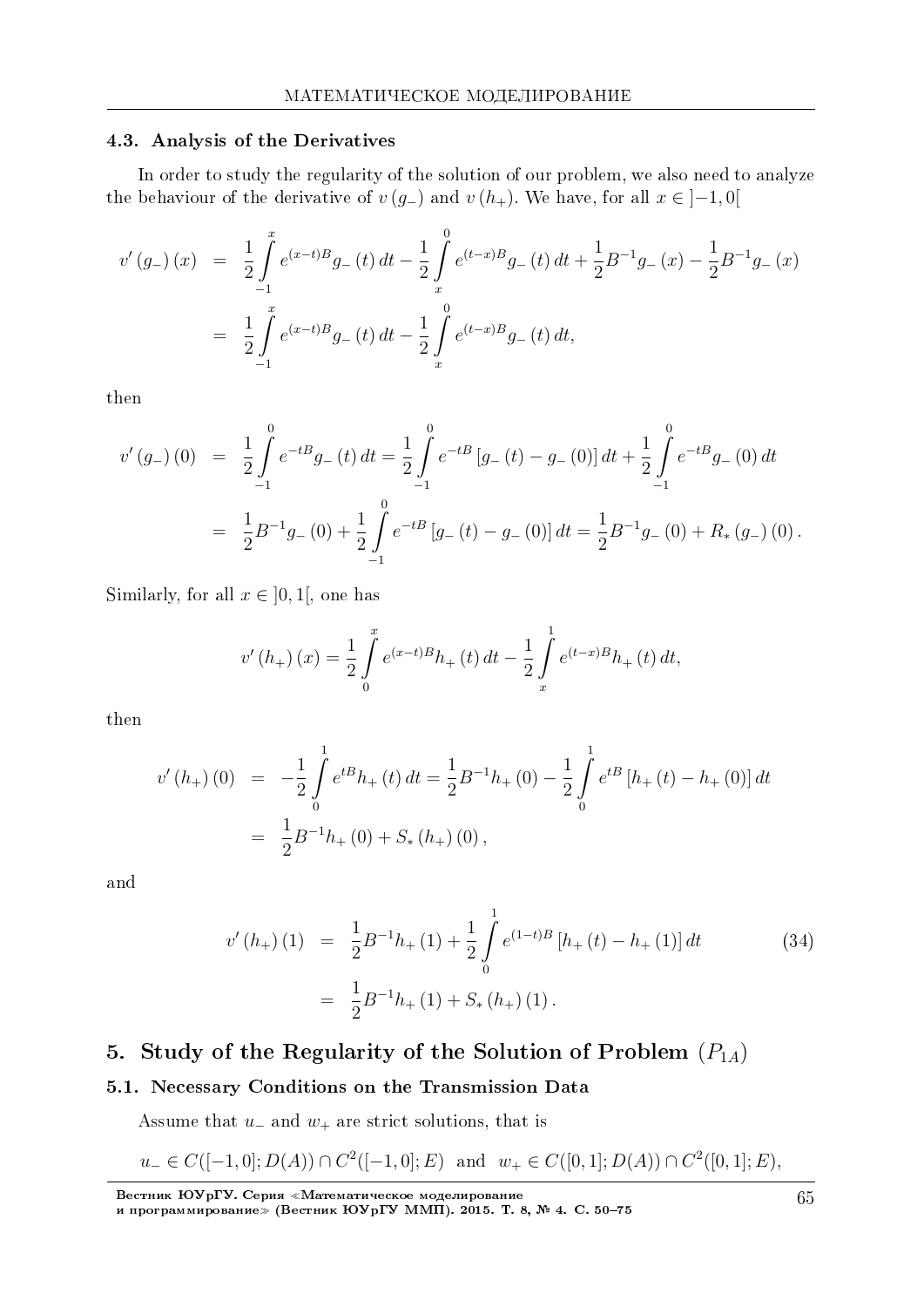### 4.3. Analysis of the Derivatives

In order to study the regularity of the solution of our problem, we also need to analyze the behaviour of the derivative of $v(g_-)$ and $v(h_+)$. We have, for all $x \in ]-1, 0[$

$$
\begin{aligned}
v'(g_-)(x) &= \frac{1}{2}\int_{-1}^{x} e^{(x-t)B} g_-(t)\,dt - \frac{1}{2}\int_{x}^{0} e^{(t-x)B} g_-(t)\,dt + \frac{1}{2}B^{-1}g_-(x) - \frac{1}{2}B^{-1}g_-(x) \\
&= \frac{1}{2}\int_{-1}^{x} e^{(x-t)B} g_-(t)\,dt - \frac{1}{2}\int_{x}^{0} e^{(t-x)B} g_-(t)\,dt,
\end{aligned}
$$

then

$$
\begin{aligned}
v'(g_-)(0) &= \frac{1}{2}\int_{-1}^{0} e^{-tB} g_-(t)\,dt = \frac{1}{2}\int_{-1}^{0} e^{-tB}\left[g_-(t) - g_-(0)\right]dt + \frac{1}{2}\int_{-1}^{0} e^{-tB} g_-(0)\,dt \\
&= \frac{1}{2}B^{-1}g_-(0) + \frac{1}{2}\int_{-1}^{0} e^{-tB}\left[g_-(t) - g_-(0)\right]dt = \frac{1}{2}B^{-1}g_-(0) + R_*(g_-)(0).
\end{aligned}
$$

Similarly, for all $x \in ]0, 1[$, one has

$$
v'(h_+)(x) = \frac{1}{2}\int_{0}^{x} e^{(x-t)B} h_+(t)\,dt - \frac{1}{2}\int_{x}^{1} e^{(t-x)B} h_+(t)\,dt,
$$

then

$$
\begin{aligned}
v'(h_+)(0) &= -\frac{1}{2}\int_{0}^{1} e^{tB} h_+(t)\,dt = \frac{1}{2}B^{-1}h_+(0) - \frac{1}{2}\int_{0}^{1} e^{tB}\left[h_+(t) - h_+(0)\right]dt \\
&= \frac{1}{2}B^{-1}h_+(0) + S_*(h_+)(0),
\end{aligned}
$$

and

$$
\begin{aligned}
v'(h_+)(1) &= \frac{1}{2}B^{-1}h_+(1) + \frac{1}{2}\int_{0}^{1} e^{(1-t)B}\left[h_+(t) - h_+(1)\right]dt \\
&= \frac{1}{2}B^{-1}h_+(1) + S_*(h_+)(1).
\end{aligned}
\tag{34}
$$

## 5. Study of the Regularity of the Solution of Problem $(P_{1A})$

### 5.1. Necessary Conditions on the Transmission Data

Assume that $u_-$ and $w_+$ are strict solutions, that is

$$
u_- \in C([-1,0]; D(A)) \cap C^2([-1,0]; E) \quad \text{and} \quad w_+ \in C([0,1]; D(A)) \cap C^2([0,1]; E),
$$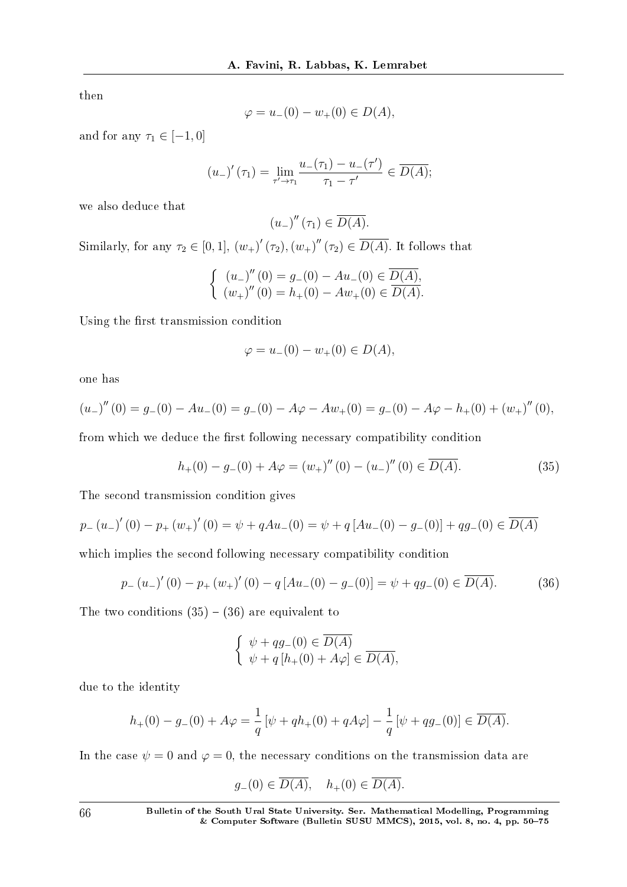then

$$\varphi = u_-(0) - w_+(0) \in D(A),$$

and for any $\tau_1 \in [-1, 0]$

$$(u_-)'(\tau_1) = \lim_{\tau' \to \tau_1} \frac{u_-(\tau_1) - u_-(\tau')}{\tau_1 - \tau'} \in \overline{D(A)};$$

we also deduce that

$$(u_-)''(\tau_1) \in \overline{D(A)}.$$

Similarly, for any $\tau_2 \in [0, 1]$, $(w_+)'(\tau_2), (w_+)''(\tau_2) \in \overline{D(A)}$. It follows that

$$\begin{cases} (u_-)''(0) = g_-(0) - Au_-(0) \in \overline{D(A)}, \\ (w_+)''(0) = h_+(0) - Aw_+(0) \in \overline{D(A)}. \end{cases}$$

Using the first transmission condition

$$\varphi = u_-(0) - w_+(0) \in D(A),$$

one has

$$(u_-)''(0) = g_-(0) - Au_-(0) = g_-(0) - A\varphi - Aw_+(0) = g_-(0) - A\varphi - h_+(0) + (w_+)''(0),$$

from which we deduce the first following necessary compatibility condition

$$h_+(0) - g_-(0) + A\varphi = (w_+)''(0) - (u_-)''(0) \in \overline{D(A)}. \tag{35}$$

The second transmission condition gives

$$p_-(u_-)'(0) - p_+(w_+)'(0) = \psi + qAu_-(0) = \psi + q\left[Au_-(0) - g_-(0)\right] + qg_-(0) \in \overline{D(A)}$$

which implies the second following necessary compatibility condition

$$p_-(u_-)'(0) - p_+(w_+)'(0) - q\left[Au_-(0) - g_-(0)\right] = \psi + qg_-(0) \in \overline{D(A)}. \tag{36}$$

The two conditions (35) – (36) are equivalent to

$$\begin{cases} \psi + qg_-(0) \in \overline{D(A)} \\ \psi + q\left[h_+(0) + A\varphi\right] \in \overline{D(A)}, \end{cases}$$

due to the identity

$$h_+(0) - g_-(0) + A\varphi = \frac{1}{q}\left[\psi + qh_+(0) + qA\varphi\right] - \frac{1}{q}\left[\psi + qg_-(0)\right] \in \overline{D(A)}.$$

In the case $\psi = 0$ and $\varphi = 0$, the necessary conditions on the transmission data are

$$g_-(0) \in \overline{D(A)}, \quad h_+(0) \in \overline{D(A)}.$$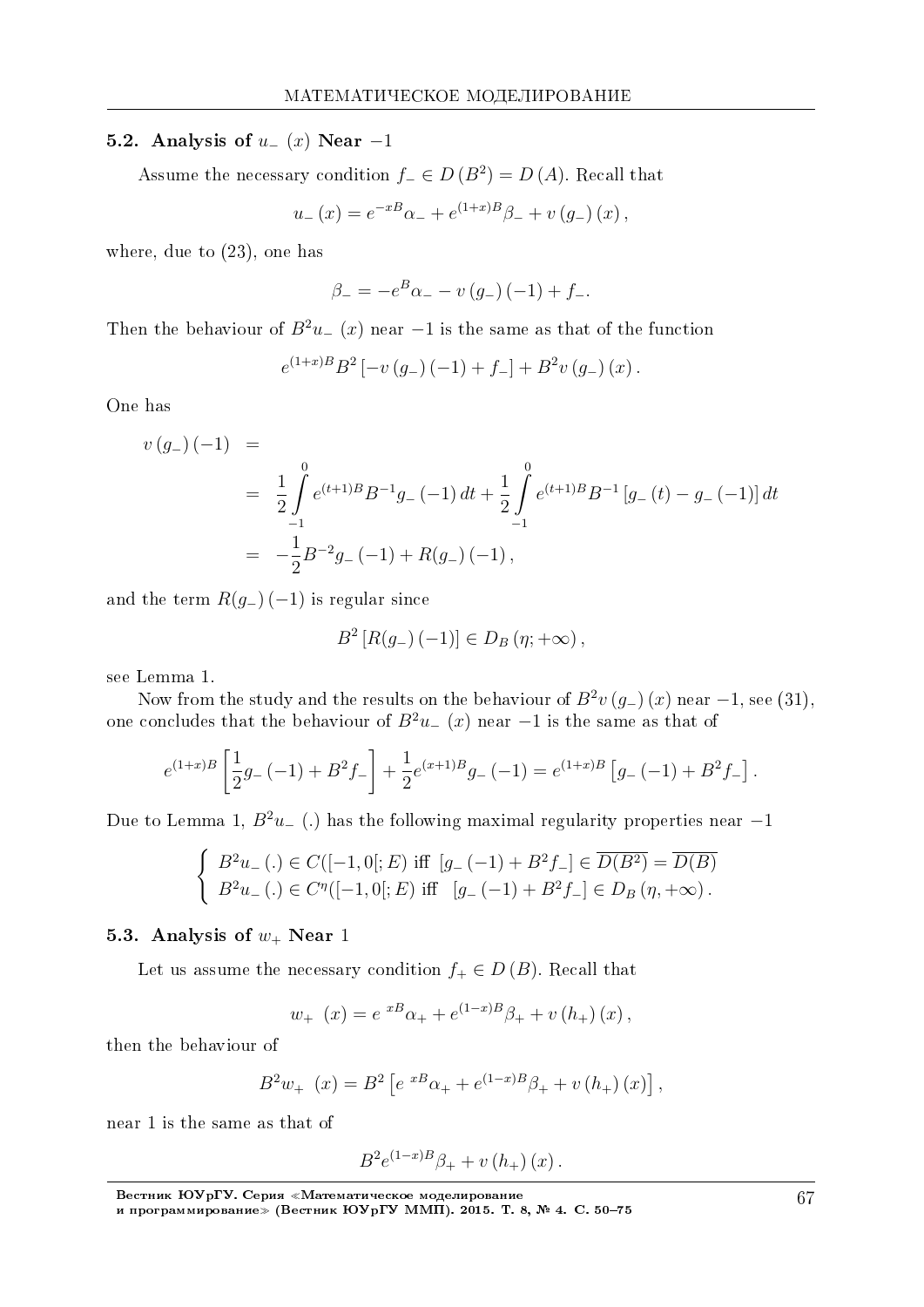### 5.2. Analysis of $u_-(x)$ Near $-1$

Assume the necessary condition $f_- \in D(B^2) = D(A)$. Recall that

$$u_-(x) = e^{-xB}\alpha_- + e^{(1+x)B}\beta_- + v(g_-)(x),$$

where, due to (23), one has

$$\beta_- = -e^{B}\alpha_- - v(g_-)(-1) + f_-.$$

Then the behaviour of $B^2 u_-(x)$ near $-1$ is the same as that of the function

$$e^{(1+x)B}B^2\left[-v(g_-)(-1) + f_-\right] + B^2 v(g_-)(x).$$

One has

$$\begin{aligned} v(g_-)(-1) &= \\ &= \frac{1}{2}\int_{-1}^{0} e^{(t+1)B}B^{-1}g_-(-1)\,dt + \frac{1}{2}\int_{-1}^{0} e^{(t+1)B}B^{-1}\left[g_-(t) - g_-(-1)\right]dt \\ &= -\frac{1}{2}B^{-2}g_-(-1) + R(g_-)(-1), \end{aligned}$$

and the term $R(g_-)(-1)$ is regular since

$$B^2\left[R(g_-)(-1)\right] \in D_B(\eta; +\infty),$$

see Lemma 1.

Now from the study and the results on the behaviour of $B^2 v(g_-)(x)$ near $-1$, see (31), one concludes that the behaviour of $B^2 u_-(x)$ near $-1$ is the same as that of

$$e^{(1+x)B}\left[\frac{1}{2}g_-(-1) + B^2 f_-\right] + \frac{1}{2}e^{(x+1)B}g_-(-1) = e^{(1+x)B}\left[g_-(-1) + B^2 f_-\right].$$

Due to Lemma 1, $B^2 u_-(.)$ has the following maximal regularity properties near $-1$

$$\begin{cases} B^2 u_-(.) \in C([-1,0[;E) \text{ iff } \left[g_-(-1) + B^2 f_-\right] \in \overline{D(B^2)} = \overline{D(B)} \\ B^2 u_-(.) \in C^{\eta}([-1,0[;E) \text{ iff } \left[g_-(-1) + B^2 f_-\right] \in D_B(\eta, +\infty). \end{cases}$$

### 5.3. Analysis of $w_+$ Near 1

Let us assume the necessary condition $f_+ \in D(B)$. Recall that

$$w_+(x) = e^{xB}\alpha_+ + e^{(1-x)B}\beta_+ + v(h_+)(x),$$

then the behaviour of

$$B^2 w_+(x) = B^2\left[e^{xB}\alpha_+ + e^{(1-x)B}\beta_+ + v(h_+)(x)\right],$$

near 1 is the same as that of

$$B^2 e^{(1-x)B}\beta_+ + v(h_+)(x).$$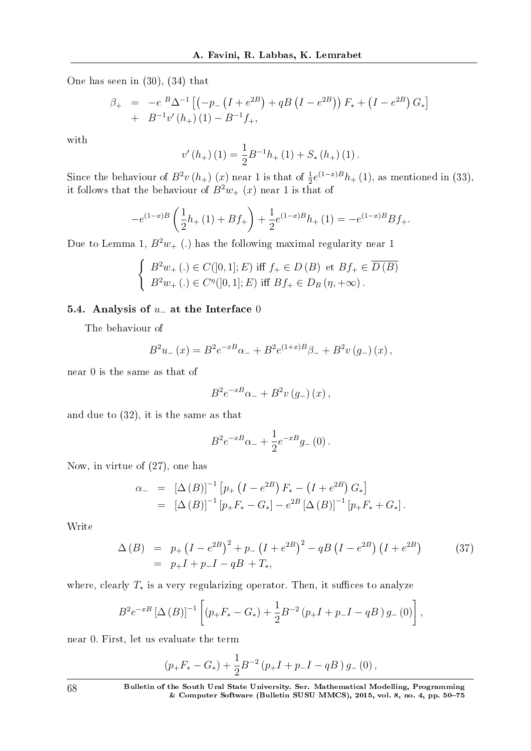One has seen in (30), (34) that

$$\begin{aligned}
\beta_{+} &= -e^{\ B}\Delta^{-1}\left[\left(-p_{-}\left(I+e^{2B}\right)+qB\left(I-e^{2B}\right)\right)F_{*}+\left(I-e^{2B}\right)G_{*}\right] \\
&+ \ B^{-1}v'\left(h_{+}\right)(1)-B^{-1}f_{+},
\end{aligned}$$

with

$$v'\left(h_{+}\right)(1)=\frac{1}{2}B^{-1}h_{+}(1)+S_{*}\left(h_{+}\right)(1).$$

Since the behaviour of $B^{2}v\left(h_{+}\right)(x)$ near 1 is that of $\frac{1}{2}e^{(1-x)B}h_{+}(1)$, as mentioned in (33), it follows that the behaviour of $B^{2}w_{+}(x)$ near 1 is that of

$$-e^{(1-x)B}\left(\frac{1}{2}h_{+}(1)+Bf_{+}\right)+\frac{1}{2}e^{(1-x)B}h_{+}(1)=-e^{(1-x)B}Bf_{+}.$$

Due to Lemma 1, $B^{2}w_{+}(.)$ has the following maximal regularity near 1

$$\left\{\begin{array}{l}
B^{2}w_{+}(.)\in C(]0,1];E) \text{ iff } f_{+}\in D(B) \text{ et } Bf_{+}\in\overline{D(B)} \\
B^{2}w_{+}(.)\in C^{\eta}(]0,1];E) \text{ iff } Bf_{+}\in D_{B}(\eta,+\infty).
\end{array}\right.$$

### 5.4. Analysis of $u_{-}$ at the Interface 0

The behaviour of

$$B^{2}u_{-}(x)=B^{2}e^{-xB}\alpha_{-}+B^{2}e^{(1+x)B}\beta_{-}+B^{2}v\left(g_{-}\right)(x),$$

near 0 is the same as that of

$$B^{2}e^{-xB}\alpha_{-}+B^{2}v\left(g_{-}\right)(x),$$

and due to (32), it is the same as that

$$B^{2}e^{-xB}\alpha_{-}+\frac{1}{2}e^{-xB}g_{-}(0).$$

Now, in virtue of (27), one has

$$\begin{aligned}
\alpha_{-} &= [\Delta(B)]^{-1}\left[p_{+}\left(I-e^{2B}\right)F_{*}-\left(I+e^{2B}\right)G_{*}\right] \\
&= [\Delta(B)]^{-1}\left[p_{+}F_{*}-G_{*}\right]-e^{2B}[\Delta(B)]^{-1}\left[p_{+}F_{*}+G_{*}\right].
\end{aligned}$$

Write

$$\begin{aligned}
\Delta(B) &= p_{+}\left(I-e^{2B}\right)^{2}+p_{-}\left(I+e^{2B}\right)^{2}-qB\left(I-e^{2B}\right)\left(I+e^{2B}\right) \qquad (37)\\
&= p_{+}I+p_{-}I-qB+T_{*},
\end{aligned}$$

where, clearly $T_{*}$ is a very regularizing operator. Then, it suffices to analyze

$$B^{2}e^{-xB}[\Delta(B)]^{-1}\left[\left(p_{+}F_{*}-G_{*}\right)+\frac{1}{2}B^{-2}\left(p_{+}I+p_{-}I-qB\right)g_{-}(0)\right],$$

near 0. First, let us evaluate the term

$$\left(p_{+}F_{*}-G_{*}\right)+\frac{1}{2}B^{-2}\left(p_{+}I+p_{-}I-qB\right)g_{-}(0),$$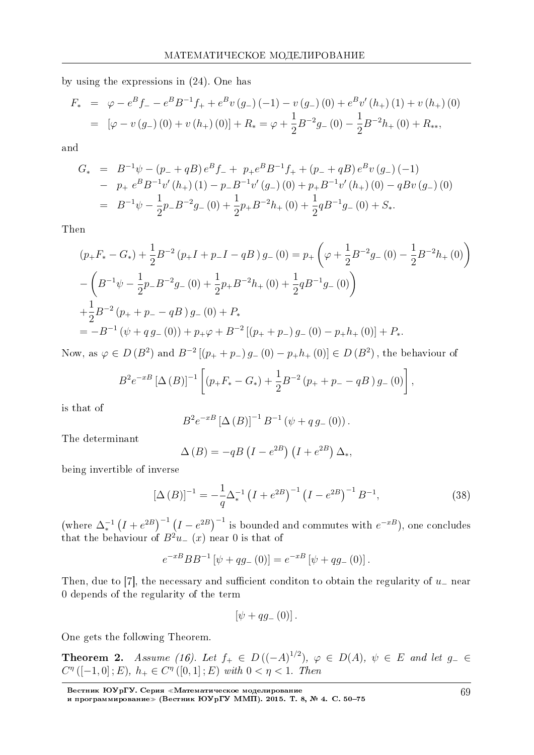by using the expressions in (24). One has

$$
\begin{aligned}
F_* &= \varphi - e^B f_- - e^B B^{-1} f_+ + e^B v(g_-)(-1) - v(g_-)(0) + e^B v'(h_+)(1) + v(h_+)(0) \\
&= [\varphi - v(g_-)(0) + v(h_+)(0)] + R_* = \varphi + \frac{1}{2} B^{-2} g_-(0) - \frac{1}{2} B^{-2} h_+(0) + R_{**},
\end{aligned}
$$

and

$$
\begin{aligned}
G_* &= B^{-1}\psi - (p_- + qB) e^B f_- + \ p_+ e^B B^{-1} f_+ + (p_- + qB) e^B v(g_-)(-1) \\
&- \ p_+ \ e^B B^{-1} v'(h_+)(1) - p_- B^{-1} v'(g_-)(0) + p_+ B^{-1} v'(h_+)(0) - qBv(g_-)(0) \\
&= B^{-1}\psi - \frac{1}{2} p_- B^{-2} g_-(0) + \frac{1}{2} p_+ B^{-2} h_+(0) + \frac{1}{2} q B^{-1} g_-(0) + S_*.
\end{aligned}
$$

Then

$$
\begin{aligned}
&(p_+ F_* - G_*) + \frac{1}{2} B^{-2} (p_+ I + p_- I - qB\,) g_-(0) = p_+ \left( \varphi + \frac{1}{2} B^{-2} g_-(0) - \frac{1}{2} B^{-2} h_+(0) \right) \\
&- \left( B^{-1}\psi - \frac{1}{2} p_- B^{-2} g_-(0) + \frac{1}{2} p_+ B^{-2} h_+(0) + \frac{1}{2} q B^{-1} g_-(0) \right) \\
&+ \frac{1}{2} B^{-2} (p_+ + p_- - qB\,) g_-(0) + P_* \\
&= -B^{-1} (\psi + q\, g_-(0)) + p_+ \varphi + B^{-2} [(p_+ + p_-) g_-(0) - p_+ h_+(0)] + P_*.
\end{aligned}
$$

Now, as $\varphi \in D(B^2)$ and $B^{-2}[(p_+ + p_-) g_-(0) - p_+ h_+(0)] \in D(B^2)$, the behaviour of

$$
B^2 e^{-xB} [\Delta(B)]^{-1} \left[ (p_+ F_* - G_*) + \frac{1}{2} B^{-2} (p_+ + p_- - qB\,) g_-(0) \right],
$$

is that of

$$
B^2 e^{-xB} [\Delta(B)]^{-1} B^{-1} (\psi + q\, g_-(0)).
$$

The determinant

$$
\Delta(B) = -qB \left( I - e^{2B} \right) \left( I + e^{2B} \right) \Delta_*,
$$

being invertible of inverse

$$
[\Delta(B)]^{-1} = -\frac{1}{q} \Delta_*^{-1} \left( I + e^{2B} \right)^{-1} \left( I - e^{2B} \right)^{-1} B^{-1}, \tag{38}
$$

(where $\Delta_*^{-1} \left( I + e^{2B} \right)^{-1} \left( I - e^{2B} \right)^{-1}$ is bounded and commutes with $e^{-xB}$), one concludes that the behaviour of $B^2 u_-(x)$ near 0 is that of

$$
e^{-xB} B B^{-1} [\psi + q g_-(0)] = e^{-xB} [\psi + q g_-(0)].
$$

Then, due to [7], the necessary and sufficient conditon to obtain the regularity of $u_-$ near 0 depends of the regularity of the term

$$
[\psi + q g_-(0)].
$$

One gets the following Theorem.

**Theorem 2.** *Assume (16). Let $f_+ \in D((-A)^{1/2})$, $\varphi \in D(A)$, $\psi \in E$ and let $g_- \in C^\eta([-1, 0]; E)$, $h_+ \in C^\eta([0, 1]; E)$ with $0 < \eta < 1$. Then*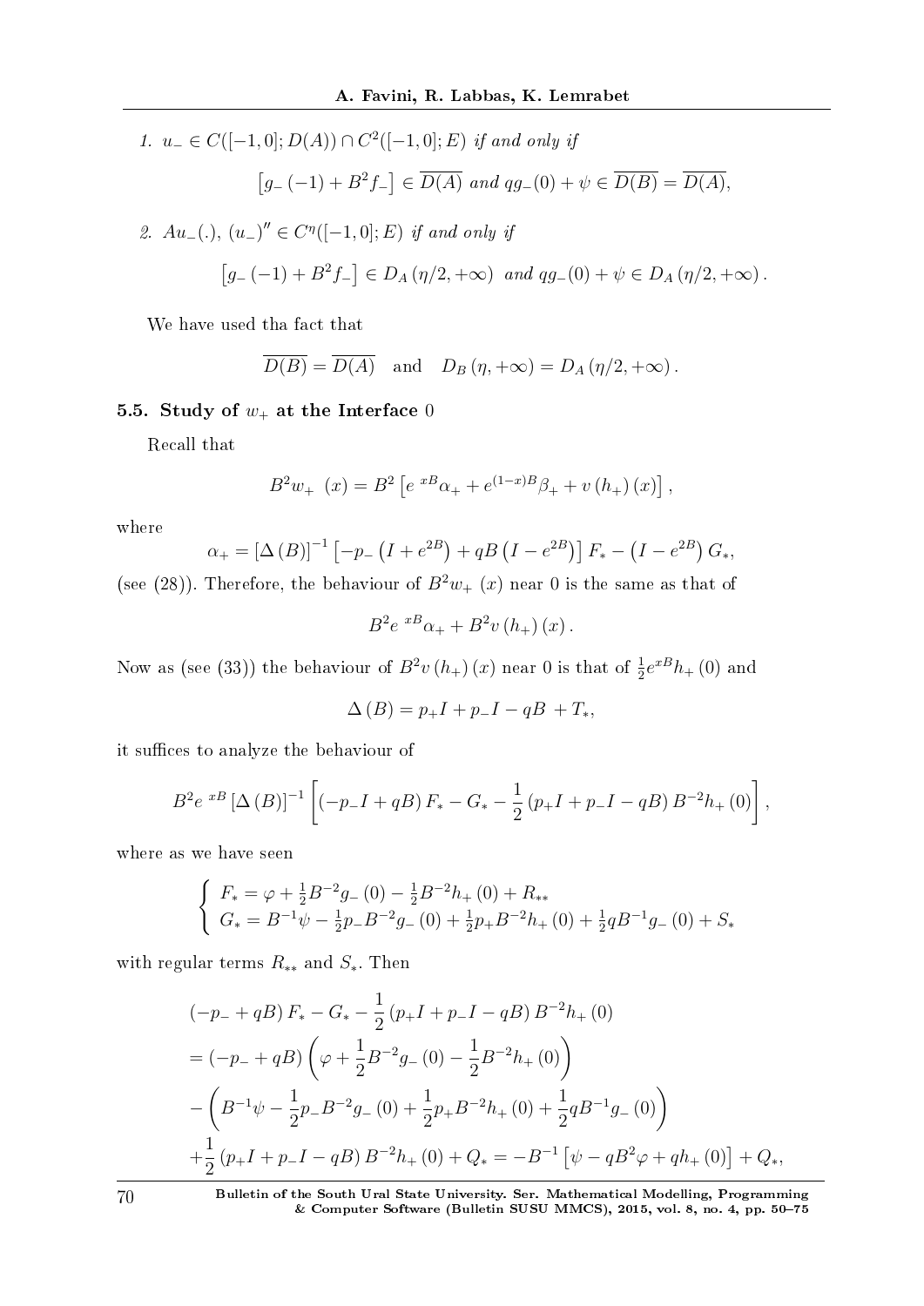1. $u_- \in C([-1,0];D(A)) \cap C^2([-1,0];E)$ *if and only if*

$$\left[g_-(-1) + B^2 f_-\right] \in \overline{D(A)} \text{ and } qg_-(0) + \psi \in \overline{D(B)} = \overline{D(A)},$$

2. $Au_-(.)$, $(u_-)'' \in C^\eta([-1,0];E)$ *if and only if*

$$\left[g_-(-1) + B^2 f_-\right] \in D_A(\eta/2, +\infty) \text{ and } qg_-(0) + \psi \in D_A(\eta/2, +\infty).$$

We have used tha fact that

$$\overline{D(B)} = \overline{D(A)} \quad \text{and} \quad D_B(\eta, +\infty) = D_A(\eta/2, +\infty).$$

### 5.5. Study of $w_+$ at the Interface 0

Recall that

$$B^2 w_+(x) = B^2\left[e^{xB}\alpha_+ + e^{(1-x)B}\beta_+ + v(h_+)(x)\right],$$

where

$$\alpha_+ = [\Delta(B)]^{-1}\left[-p_-\left(I + e^{2B}\right) + qB\left(I - e^{2B}\right)\right]F_* - \left(I - e^{2B}\right)G_*,$$

(see (28)). Therefore, the behaviour of $B^2 w_+(x)$ near 0 is the same as that of

$$B^2 e^{xB}\alpha_+ + B^2 v(h_+)(x).$$

Now as (see (33)) the behaviour of $B^2 v(h_+)(x)$ near 0 is that of $\frac{1}{2}e^{xB}h_+(0)$ and

$$\Delta(B) = p_+ I + p_- I - qB + T_*,$$

it suffices to analyze the behaviour of

$$B^2 e^{xB}[\Delta(B)]^{-1}\left[(-p_- I + qB)F_* - G_* - \frac{1}{2}(p_+ I + p_- I - qB)B^{-2}h_+(0)\right],$$

where as we have seen

$$\begin{cases} F_* = \varphi + \frac{1}{2}B^{-2}g_-(0) - \frac{1}{2}B^{-2}h_+(0) + R_{**} \\ G_* = B^{-1}\psi - \frac{1}{2}p_- B^{-2}g_-(0) + \frac{1}{2}p_+ B^{-2}h_+(0) + \frac{1}{2}qB^{-1}g_-(0) + S_* \end{cases}$$

with regular terms $R_{**}$ and $S_*$. Then

$$\begin{aligned}
&(-p_- + qB)F_* - G_* - \frac{1}{2}(p_+ I + p_- I - qB)B^{-2}h_+(0) \\
&= (-p_- + qB)\left(\varphi + \frac{1}{2}B^{-2}g_-(0) - \frac{1}{2}B^{-2}h_+(0)\right) \\
&- \left(B^{-1}\psi - \frac{1}{2}p_- B^{-2}g_-(0) + \frac{1}{2}p_+ B^{-2}h_+(0) + \frac{1}{2}qB^{-1}g_-(0)\right) \\
&+ \frac{1}{2}(p_+ I + p_- I - qB)B^{-2}h_+(0) + Q_* = -B^{-1}\left[\psi - qB^2\varphi + qh_+(0)\right] + Q_*,
\end{aligned}$$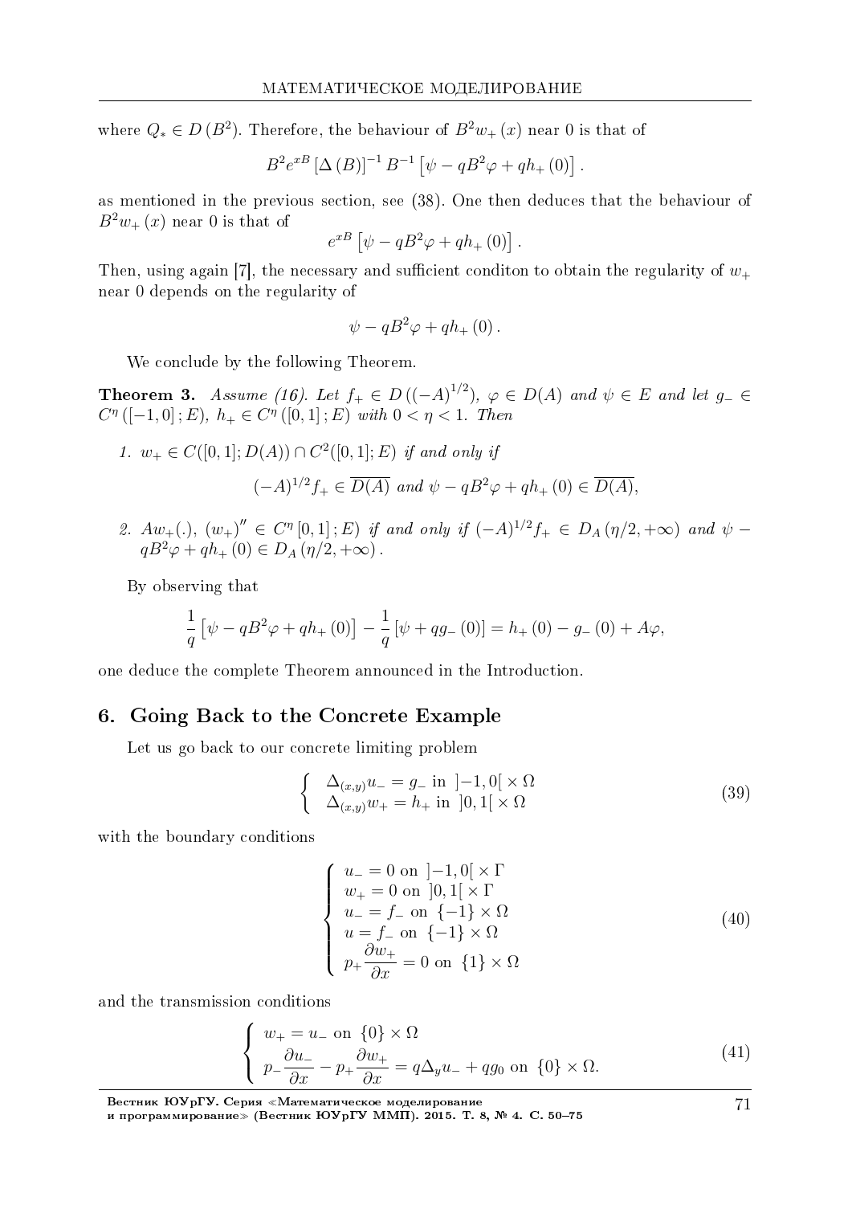where $Q_* \in D(B^2)$. Therefore, the behaviour of $B^2 w_+(x)$ near 0 is that of

$$B^2 e^{xB} [\Delta(B)]^{-1} B^{-1} \left[\psi - qB^2\varphi + qh_+(0)\right].$$

as mentioned in the previous section, see (38). One then deduces that the behaviour of $B^2 w_+(x)$ near 0 is that of

$$e^{xB} \left[\psi - qB^2\varphi + qh_+(0)\right].$$

Then, using again [7], the necessary and sufficient conditon to obtain the regularity of $w_+$ near 0 depends on the regularity of

$$\psi - qB^2\varphi + qh_+(0).$$

We conclude by the following Theorem.

**Theorem 3.** *Assume (16). Let $f_+ \in D((-A)^{1/2})$, $\varphi \in D(A)$ and $\psi \in E$ and let $g_- \in C^\eta([-1,0];E)$, $h_+ \in C^\eta([0,1];E)$ with $0 < \eta < 1$. Then*

1. *$w_+ \in C([0,1];D(A)) \cap C^2([0,1];E)$ if and only if*

$$(-A)^{1/2} f_+ \in \overline{D(A)} \text{ and } \psi - qB^2\varphi + qh_+(0) \in \overline{D(A)},$$

2. *$Aw_+(.)$, $(w_+)'' \in C^\eta[0,1];E)$ if and only if $(-A)^{1/2} f_+ \in D_A(\eta/2,+\infty)$ and $\psi - qB^2\varphi + qh_+(0) \in D_A(\eta/2,+\infty)$.*

By observing that

$$\frac{1}{q}\left[\psi - qB^2\varphi + qh_+(0)\right] - \frac{1}{q}\left[\psi + qg_-(0)\right] = h_+(0) - g_-(0) + A\varphi,$$

one deduce the complete Theorem announced in the Introduction.

## 6. Going Back to the Concrete Example

Let us go back to our concrete limiting problem

$$\begin{cases} \Delta_{(x,y)} u_- = g_- \text{ in } ]-1,0[ \times \Omega \\ \Delta_{(x,y)} w_+ = h_+ \text{ in } ]0,1[ \times \Omega \end{cases} \tag{39}$$

with the boundary conditions

$$\begin{cases} u_- = 0 \text{ on } ]-1,0[ \times \Gamma \\ w_+ = 0 \text{ on } ]0,1[ \times \Gamma \\ u_- = f_- \text{ on } \{-1\} \times \Omega \\ u = f_- \text{ on } \{-1\} \times \Omega \\ p_+ \dfrac{\partial w_+}{\partial x} = 0 \text{ on } \{1\} \times \Omega \end{cases} \tag{40}$$

and the transmission conditions

$$\begin{cases} w_+ = u_- \text{ on } \{0\} \times \Omega \\ p_- \dfrac{\partial u_-}{\partial x} - p_+ \dfrac{\partial w_+}{\partial x} = q\Delta_y u_- + qg_0 \text{ on } \{0\} \times \Omega. \end{cases} \tag{41}$$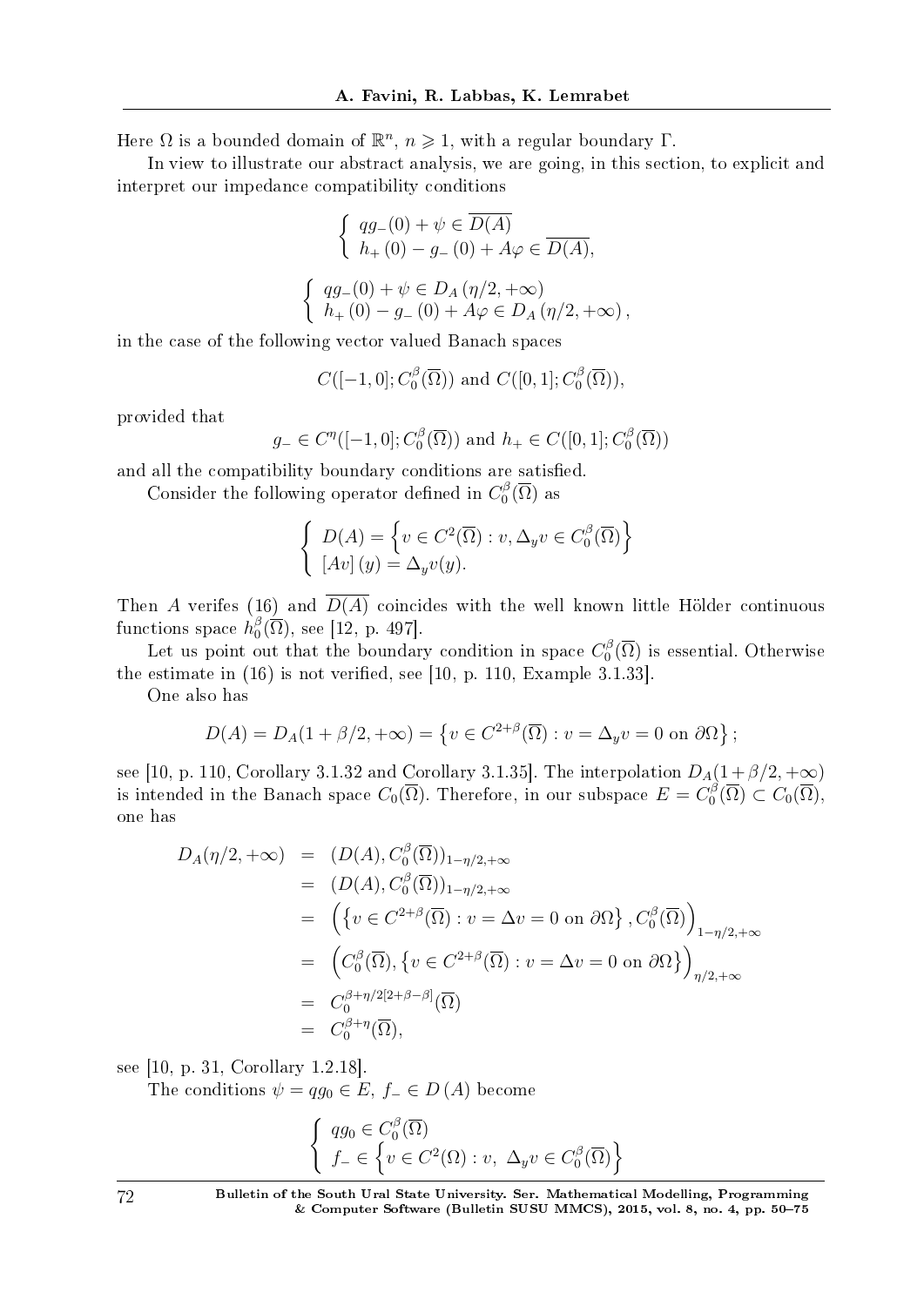Here $\Omega$ is a bounded domain of $\mathbb{R}^n$, $n \geqslant 1$, with a regular boundary $\Gamma$.

In view to illustrate our abstract analysis, we are going, in this section, to explicit and interpret our impedance compatibility conditions

$$\left\{ \begin{array}{l} qg_-(0) + \psi \in \overline{D(A)} \\ h_+(0) - g_-(0) + A\varphi \in \overline{D(A)}, \end{array} \right.$$

$$\left\{ \begin{array}{l} qg_-(0) + \psi \in D_A(\eta/2, +\infty) \\ h_+(0) - g_-(0) + A\varphi \in D_A(\eta/2, +\infty), \end{array} \right.$$

in the case of the following vector valued Banach spaces

$$C([-1, 0]; C_0^\beta(\overline{\Omega})) \text{ and } C([0, 1]; C_0^\beta(\overline{\Omega})),$$

provided that

$$g_- \in C^\eta([-1, 0]; C_0^\beta(\overline{\Omega})) \text{ and } h_+ \in C([0, 1]; C_0^\beta(\overline{\Omega}))$$

and all the compatibility boundary conditions are satisfied.

Consider the following operator defined in $C_0^\beta(\overline{\Omega})$ as

$$\left\{ \begin{array}{l} D(A) = \left\{ v \in C^2(\overline{\Omega}) : v, \Delta_y v \in C_0^\beta(\overline{\Omega}) \right\} \\ \left[Av\right](y) = \Delta_y v(y). \end{array} \right.$$

Then $A$ verifes (16) and $\overline{D(A)}$ coincides with the well known little Hölder continuous functions space $h_0^\beta(\overline{\Omega})$, see [12, p. 497].

Let us point out that the boundary condition in space $C_0^\beta(\overline{\Omega})$ is essential. Otherwise the estimate in (16) is not verified, see [10, p. 110, Example 3.1.33].

One also has

$$D(A) = D_A(1 + \beta/2, +\infty) = \left\{ v \in C^{2+\beta}(\overline{\Omega}) : v = \Delta_y v = 0 \text{ on } \partial\Omega \right\};$$

see [10, p. 110, Corollary 3.1.32 and Corollary 3.1.35]. The interpolation $D_A(1+\beta/2, +\infty)$ is intended in the Banach space $C_0(\overline{\Omega})$. Therefore, in our subspace $E = C_0^\beta(\overline{\Omega}) \subset C_0(\overline{\Omega})$, one has

$$\begin{aligned}
D_A(\eta/2, +\infty) &= (D(A), C_0^\beta(\overline{\Omega}))_{1-\eta/2, +\infty} \\
&= (D(A), C_0^\beta(\overline{\Omega}))_{1-\eta/2, +\infty} \\
&= \left( \left\{ v \in C^{2+\beta}(\overline{\Omega}) : v = \Delta v = 0 \text{ on } \partial\Omega \right\}, C_0^\beta(\overline{\Omega}) \right)_{1-\eta/2, +\infty} \\
&= \left( C_0^\beta(\overline{\Omega}), \left\{ v \in C^{2+\beta}(\overline{\Omega}) : v = \Delta v = 0 \text{ on } \partial\Omega \right\} \right)_{\eta/2, +\infty} \\
&= C_0^{\beta + \eta/2[2+\beta-\beta]}(\overline{\Omega}) \\
&= C_0^{\beta+\eta}(\overline{\Omega}),
\end{aligned}$$

see [10, p. 31, Corollary 1.2.18].

The conditions $\psi = qg_0 \in E$, $f_- \in D(A)$ become

$$\left\{ \begin{array}{l} qg_0 \in C_0^\beta(\overline{\Omega}) \\ f_- \in \left\{ v \in C^2(\Omega) : v, \ \Delta_y v \in C_0^\beta(\overline{\Omega}) \right\} \end{array} \right.$$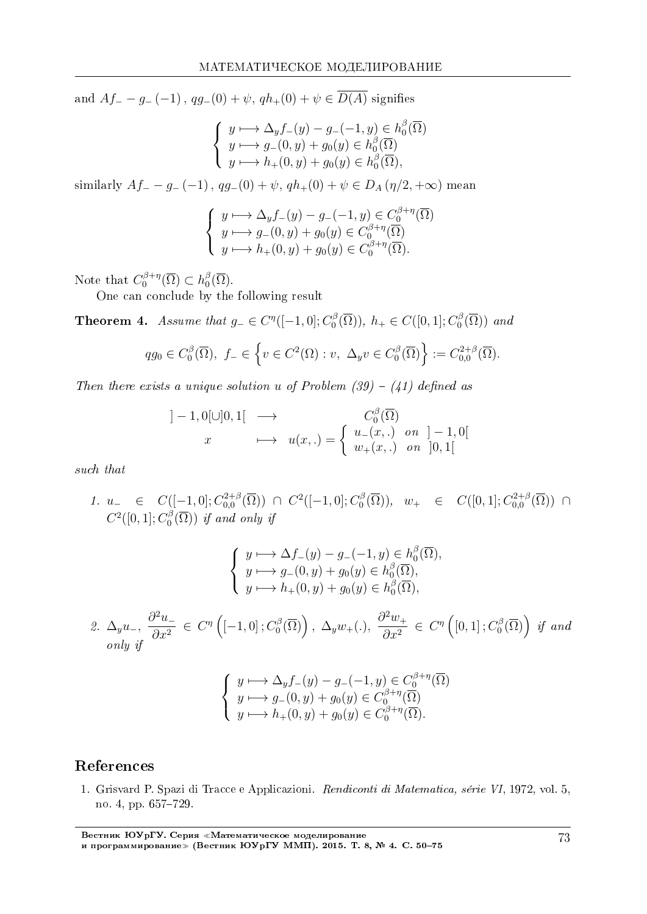and $Af_- - g_-(-1)$, $qg_-(0) + \psi$, $qh_+(0) + \psi \in \overline{D(A)}$ signifies

$$\left\{ \begin{array}{l} y \longmapsto \Delta_y f_-(y) - g_-(-1,y) \in h_0^\beta(\overline{\Omega}) \\ y \longmapsto g_-(0,y) + g_0(y) \in h_0^\beta(\overline{\Omega}) \\ y \longmapsto h_+(0,y) + g_0(y) \in h_0^\beta(\overline{\Omega}), \end{array} \right.$$

similarly $Af_- - g_-(-1)$, $qg_-(0) + \psi$, $qh_+(0) + \psi \in D_A(\eta/2, +\infty)$ mean

$$\left\{ \begin{array}{l} y \longmapsto \Delta_y f_-(y) - g_-(-1,y) \in C_0^{\beta+\eta}(\overline{\Omega}) \\ y \longmapsto g_-(0,y) + g_0(y) \in C_0^{\beta+\eta}(\overline{\Omega}) \\ y \longmapsto h_+(0,y) + g_0(y) \in C_0^{\beta+\eta}(\overline{\Omega}). \end{array} \right.$$

Note that $C_0^{\beta+\eta}(\overline{\Omega}) \subset h_0^\beta(\overline{\Omega})$.

One can conclude by the following result

**Theorem 4.** *Assume that $g_- \in C^\eta([-1,0]; C_0^\beta(\overline{\Omega}))$, $h_+ \in C([0,1]; C_0^\beta(\overline{\Omega}))$ and*

$$qg_0 \in C_0^\beta(\overline{\Omega}),\ f_- \in \left\{ v \in C^2(\Omega) : v,\ \Delta_y v \in C_0^\beta(\overline{\Omega}) \right\} := C_{0,0}^{2+\beta}(\overline{\Omega}).$$

*Then there exists a unique solution $u$ of Problem (39) – (41) defined as*

$$\begin{array}{ccc} ]-1,0[\cup]0,1[ & \longrightarrow & C_0^\beta(\overline{\Omega}) \\ x & \longmapsto & u(x,.) = \left\{ \begin{array}{ll} u_-(x,.) & on\ \ ]-1,0[ \\ w_+(x,.) & on\ \ ]0,1[ \end{array} \right. \end{array}$$

*such that*

1. *$u_- \in C([-1,0]; C_{0,0}^{2+\beta}(\overline{\Omega})) \cap C^2([-1,0]; C_0^\beta(\overline{\Omega}))$, $w_+ \in C([0,1]; C_{0,0}^{2+\beta}(\overline{\Omega})) \cap C^2([0,1]; C_0^\beta(\overline{\Omega}))$ if and only if*

$$\left\{ \begin{array}{l} y \longmapsto \Delta f_-(y) - g_-(-1,y) \in h_0^\beta(\overline{\Omega}), \\ y \longmapsto g_-(0,y) + g_0(y) \in h_0^\beta(\overline{\Omega}), \\ y \longmapsto h_+(0,y) + g_0(y) \in h_0^\beta(\overline{\Omega}), \end{array} \right.$$

2. *$\Delta_y u_-$, $\dfrac{\partial^2 u_-}{\partial x^2} \in C^\eta\left([-1,0]; C_0^\beta(\overline{\Omega})\right)$, $\Delta_y w_+(.)$, $\dfrac{\partial^2 w_+}{\partial x^2} \in C^\eta\left([0,1]; C_0^\beta(\overline{\Omega})\right)$ if and only if*

$$\left\{ \begin{array}{l} y \longmapsto \Delta_y f_-(y) - g_-(-1,y) \in C_0^{\beta+\eta}(\overline{\Omega}) \\ y \longmapsto g_-(0,y) + g_0(y) \in C_0^{\beta+\eta}(\overline{\Omega}) \\ y \longmapsto h_+(0,y) + g_0(y) \in C_0^{\beta+\eta}(\overline{\Omega}). \end{array} \right.$$

## References

1. Grisvard P. Spazi di Tracce e Applicazioni. *Rendiconti di Matematica, série VI*, 1972, vol. 5, no. 4, pp. 657–729.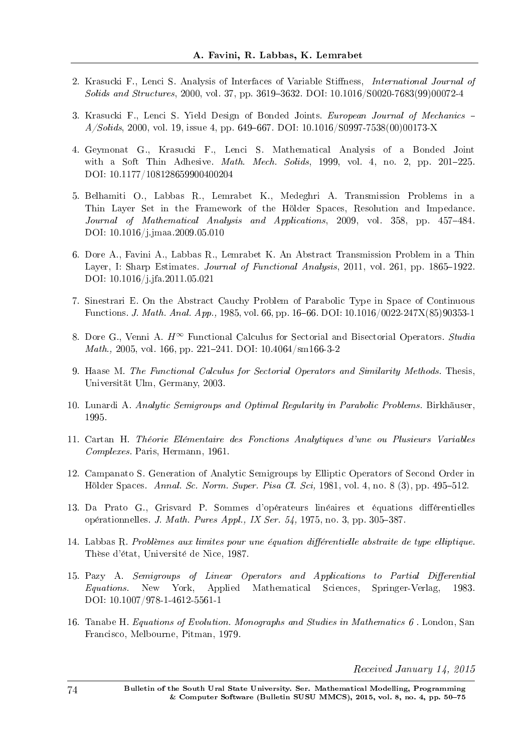2. Krasucki F., Lenci S. Analysis of Interfaces of Variable Stiffness, *International Journal of Solids and Structures*, 2000, vol. 37, pp. 3619–3632. DOI: 10.1016/S0020-7683(99)00072-4

3. Krasucki F., Lenci S. Yield Design of Bonded Joints. *European Journal of Mechanics – A/Solids*, 2000, vol. 19, issue 4, pp. 649–667. DOI: 10.1016/S0997-7538(00)00173-X

4. Geymonat G., Krasucki F., Lenci S. Mathematical Analysis of a Bonded Joint with a Soft Thin Adhesive. *Math. Mech. Solids*, 1999, vol. 4, no. 2, pp. 201–225. DOI: 10.1177/108128659900400204

5. Belhamiti O., Labbas R., Lemrabet K., Medeghri A. Transmission Problems in a Thin Layer Set in the Framework of the Hölder Spaces, Resolution and Impedance. *Journal of Mathematical Analysis and Applications*, 2009, vol. 358, pp. 457–484. DOI: 10.1016/j.jmaa.2009.05.010

6. Dore A., Favini A., Labbas R., Lemrabet K. An Abstract Transmission Problem in a Thin Layer, I: Sharp Estimates. *Journal of Functional Analysis*, 2011, vol. 261, pp. 1865–1922. DOI: 10.1016/j.jfa.2011.05.021

7. Sinestrari E. On the Abstract Cauchy Problem of Parabolic Type in Space of Continuous Functions. *J. Math. Anal. App.,* 1985, vol. 66, pp. 16–66. DOI: 10.1016/0022-247X(85)90353-1

8. Dore G., Venni A. $H^{\infty}$ Functional Calculus for Sectorial and Bisectorial Operators. *Studia Math.,* 2005, vol. 166, pp. 221–241. DOI: 10.4064/sm166-3-2

9. Haase M. *The Functional Calculus for Sectorial Operators and Similarity Methods.* Thesis, Universität Ulm, Germany, 2003.

10. Lunardi A. *Analytic Semigroups and Optimal Regularity in Parabolic Problems.* Birkhäuser, 1995.

11. Cartan H. *Théorie Elémentaire des Fonctions Analytiques d'une ou Plusieurs Variables Complexes.* Paris, Hermann, 1961.

12. Campanato S. Generation of Analytic Semigroups by Elliptic Operators of Second Order in Hölder Spaces. *Annal. Sc. Norm. Super. Pisa Cl. Sci,* 1981, vol. 4, no. 8 (3), pp. 495–512.

13. Da Prato G., Grisvard P. Sommes d'opérateurs linéaires et équations différentielles opérationnelles. *J. Math. Pures Appl., IX Ser. 54,* 1975, no. 3, pp. 305–387.

14. Labbas R. *Problèmes aux limites pour une équation différentielle abstraite de type elliptique.* Thèse d'état, Université de Nice, 1987.

15. Pazy A. *Semigroups of Linear Operators and Applications to Partial Differential Equations.* New York, Applied Mathematical Sciences, Springer-Verlag, 1983. DOI: 10.1007/978-1-4612-5561-1

16. Tanabe H. *Equations of Evolution. Monographs and Studies in Mathematics 6* . London, San Francisco, Melbourne, Pitman, 1979.

*Received January 14, 2015*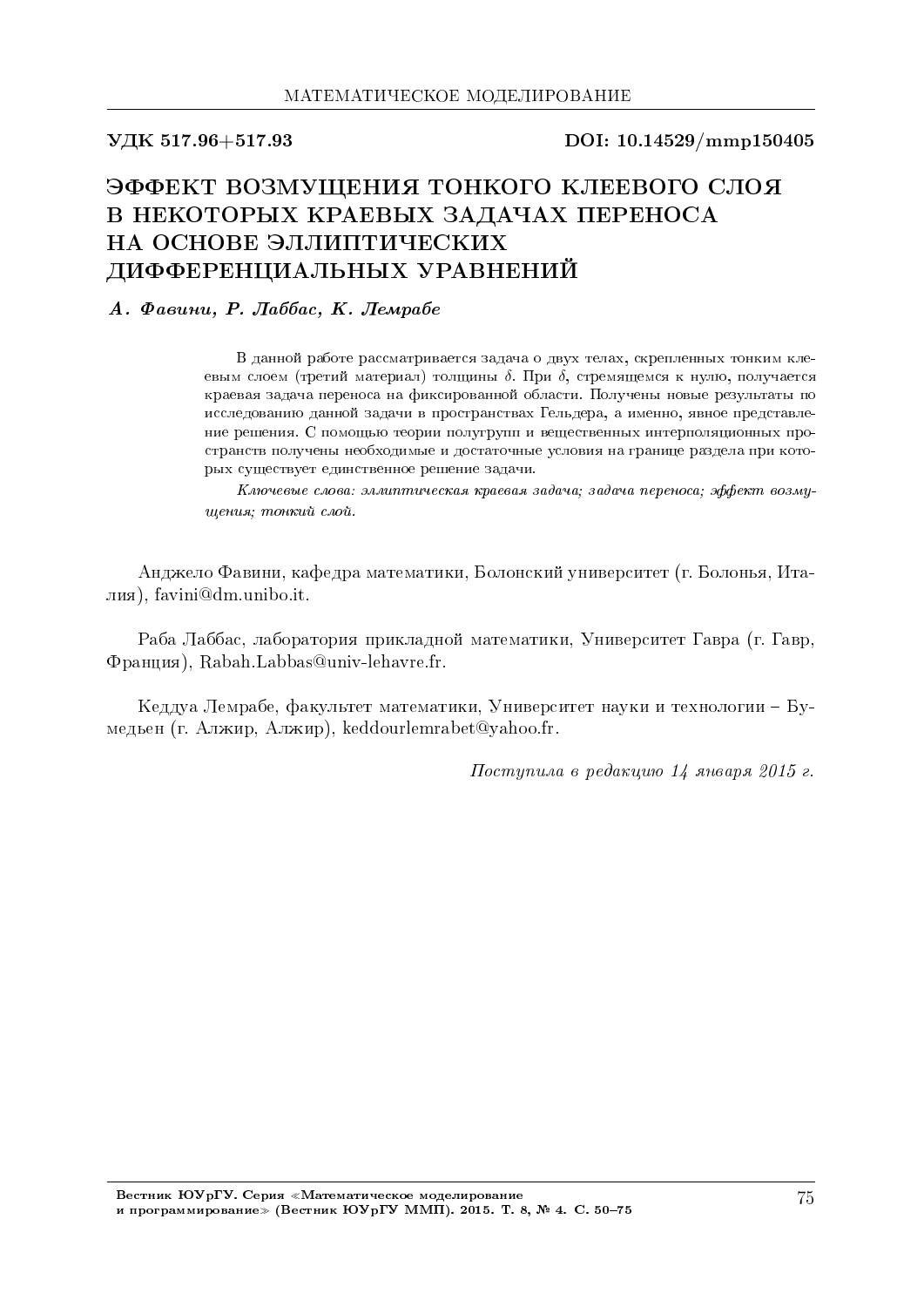УДК 517.96+517.93 DOI: 10.14529/mmp150405

# ЭФФЕКТ ВОЗМУЩЕНИЯ ТОНКОГО КЛЕЕВОГО СЛОЯ В НЕКОТОРЫХ КРАЕВЫХ ЗАДАЧАХ ПЕРЕНОСА НА ОСНОВЕ ЭЛЛИПТИЧЕСКИХ ДИФФЕРЕНЦИАЛЬНЫХ УРАВНЕНИЙ

***А. Фавини, Р. Лаббас, К. Лемрабе***

В данной работе рассматривается задача о двух телах, скрепленных тонким клеевым слоем (третий материал) толщины $\delta$. При $\delta$, стремящемся к нулю, получается краевая задача переноса на фиксированной области. Получены новые результаты по исследованию данной задачи в пространствах Гельдера, а именно, явное представление решения. С помощью теории полугрупп и вещественных интерполяционных пространств получены необходимые и достаточные условия на границе раздела при которых существует единственное решение задачи.

*Ключевые слова: эллиптическая краевая задача; задача переноса; эффект возмущения; тонкий слой.*

Анджело Фавини, кафедра математики, Болонский университет (г. Болонья, Италия), favini@dm.unibo.it.

Раба Лаббас, лаборатория прикладной математики, Университет Гавра (г. Гавр, Франция), Rabah.Labbas@univ-lehavre.fr.

Кеддуа Лемрабе, факультет математики, Университет науки и технологии – Бумедьен (г. Алжир, Алжир), keddourlemrabet@yahoo.fr.

*Поступила в редакцию 14 января 2015 г.*